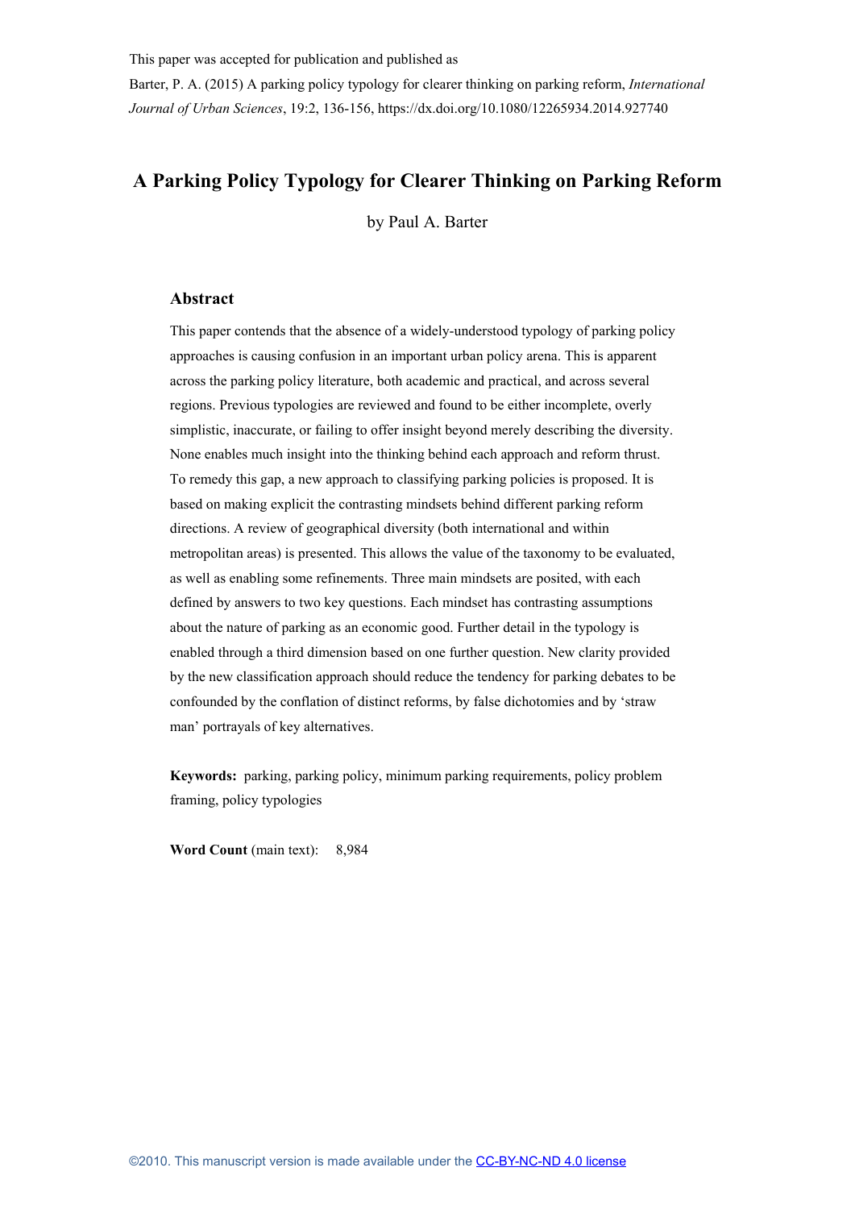This paper was accepted for publication and published as

Barter, P. A. (2015) A parking policy typology for clearer thinking on parking reform, *International Journal of Urban Sciences*, 19:2, 136-156, https://dx.doi.org/10.1080/12265934.2014.927740

# A Parking Policy Typology for Clearer Thinking on Parking Reform

by Paul A. Barter

## Abstract

This paper contends that the absence of a widely-understood typology of parking policy approaches is causing confusion in an important urban policy arena. This is apparent across the parking policy literature, both academic and practical, and across several regions. Previous typologies are reviewed and found to be either incomplete, overly simplistic, inaccurate, or failing to offer insight beyond merely describing the diversity. None enables much insight into the thinking behind each approach and reform thrust. To remedy this gap, a new approach to classifying parking policies is proposed. It is based on making explicit the contrasting mindsets behind different parking reform directions. A review of geographical diversity (both international and within metropolitan areas) is presented. This allows the value of the taxonomy to be evaluated, as well as enabling some refinements. Three main mindsets are posited, with each defined by answers to two key questions. Each mindset has contrasting assumptions about the nature of parking as an economic good. Further detail in the typology is enabled through a third dimension based on one further question. New clarity provided by the new classification approach should reduce the tendency for parking debates to be confounded by the conflation of distinct reforms, by false dichotomies and by 'straw man' portrayals of key alternatives.

**Keywords:** parking, parking policy, minimum parking requirements, policy problem framing, policy typologies

**Word Count** (main text): 8,984

©2010. This manuscript version is made available under the CC-BY-NC-ND 4.0 license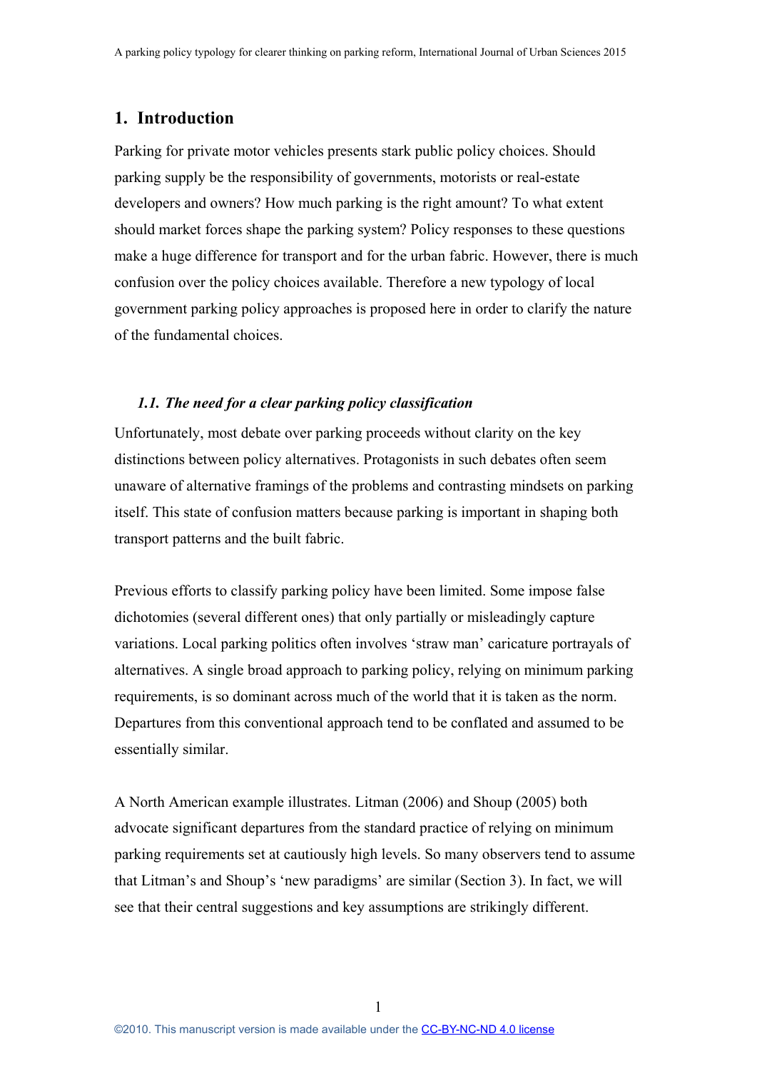# 1. Introduction

Parking for private motor vehicles presents stark public policy choices. Should parking supply be the responsibility of governments, motorists or real-estate developers and owners? How much parking is the right amount? To what extent should market forces shape the parking system? Policy responses to these questions make a huge difference for transport and for the urban fabric. However, there is much confusion over the policy choices available. Therefore a new typology of local government parking policy approaches is proposed here in order to clarify the nature of the fundamental choices.

## *1.1. The need for a clear parking policy classification*

Unfortunately, most debate over parking proceeds without clarity on the key distinctions between policy alternatives. Protagonists in such debates often seem unaware of alternative framings of the problems and contrasting mindsets on parking itself. This state of confusion matters because parking is important in shaping both transport patterns and the built fabric.

Previous efforts to classify parking policy have been limited. Some impose false dichotomies (several different ones) that only partially or misleadingly capture variations. Local parking politics often involves 'straw man' caricature portrayals of alternatives. A single broad approach to parking policy, relying on minimum parking requirements, is so dominant across much of the world that it is taken as the norm. Departures from this conventional approach tend to be conflated and assumed to be essentially similar.

A North American example illustrates. Litman (2006) and Shoup (2005) both advocate significant departures from the standard practice of relying on minimum parking requirements set at cautiously high levels. So many observers tend to assume that Litman's and Shoup's 'new paradigms' are similar (Section 3). In fact, we will see that their central suggestions and key assumptions are strikingly different.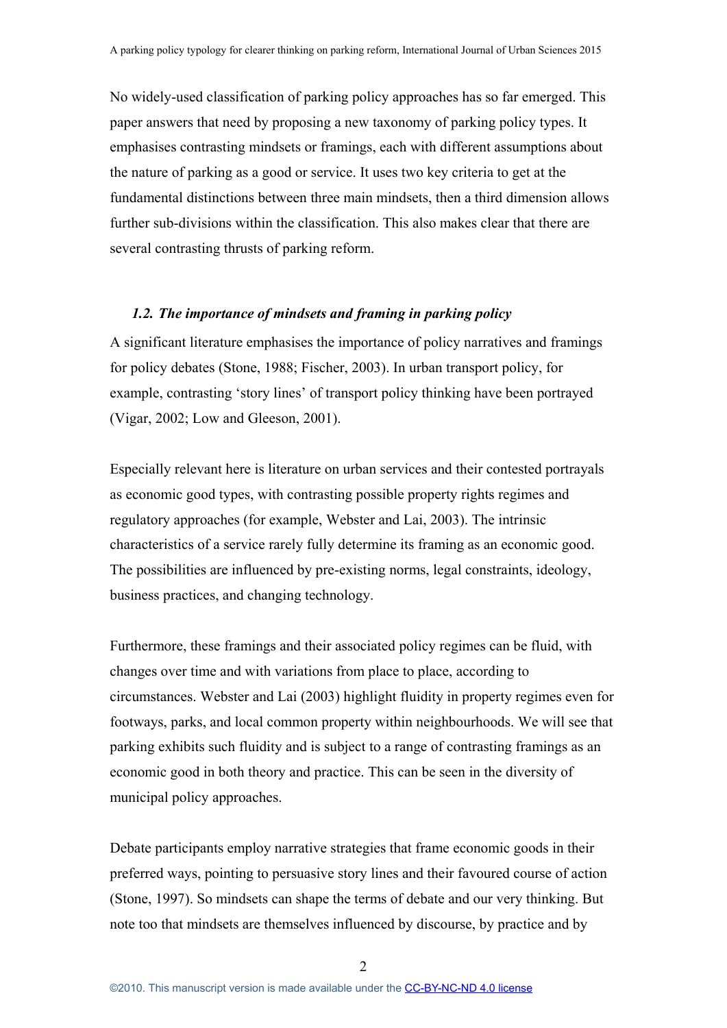No widely-used classification of parking policy approaches has so far emerged. This paper answers that need by proposing a new taxonomy of parking policy types. It emphasises contrasting mindsets or framings, each with different assumptions about the nature of parking as a good or service. It uses two key criteria to get at the fundamental distinctions between three main mindsets, then a third dimension allows further sub-divisions within the classification. This also makes clear that there are several contrasting thrusts of parking reform.

### *1.2. The importance of mindsets and framing in parking policy*

A significant literature emphasises the importance of policy narratives and framings for policy debates (Stone, 1988; Fischer, 2003). In urban transport policy, for example, contrasting 'story lines' of transport policy thinking have been portrayed (Vigar, 2002; Low and Gleeson, 2001).

Especially relevant here is literature on urban services and their contested portrayals as economic good types, with contrasting possible property rights regimes and regulatory approaches (for example, Webster and Lai, 2003). The intrinsic characteristics of a service rarely fully determine its framing as an economic good. The possibilities are influenced by pre-existing norms, legal constraints, ideology, business practices, and changing technology.

Furthermore, these framings and their associated policy regimes can be fluid, with changes over time and with variations from place to place, according to circumstances. Webster and Lai (2003) highlight fluidity in property regimes even for footways, parks, and local common property within neighbourhoods. We will see that parking exhibits such fluidity and is subject to a range of contrasting framings as an economic good in both theory and practice. This can be seen in the diversity of municipal policy approaches.

Debate participants employ narrative strategies that frame economic goods in their preferred ways, pointing to persuasive story lines and their favoured course of action (Stone, 1997). So mindsets can shape the terms of debate and our very thinking. But note too that mindsets are themselves influenced by discourse, by practice and by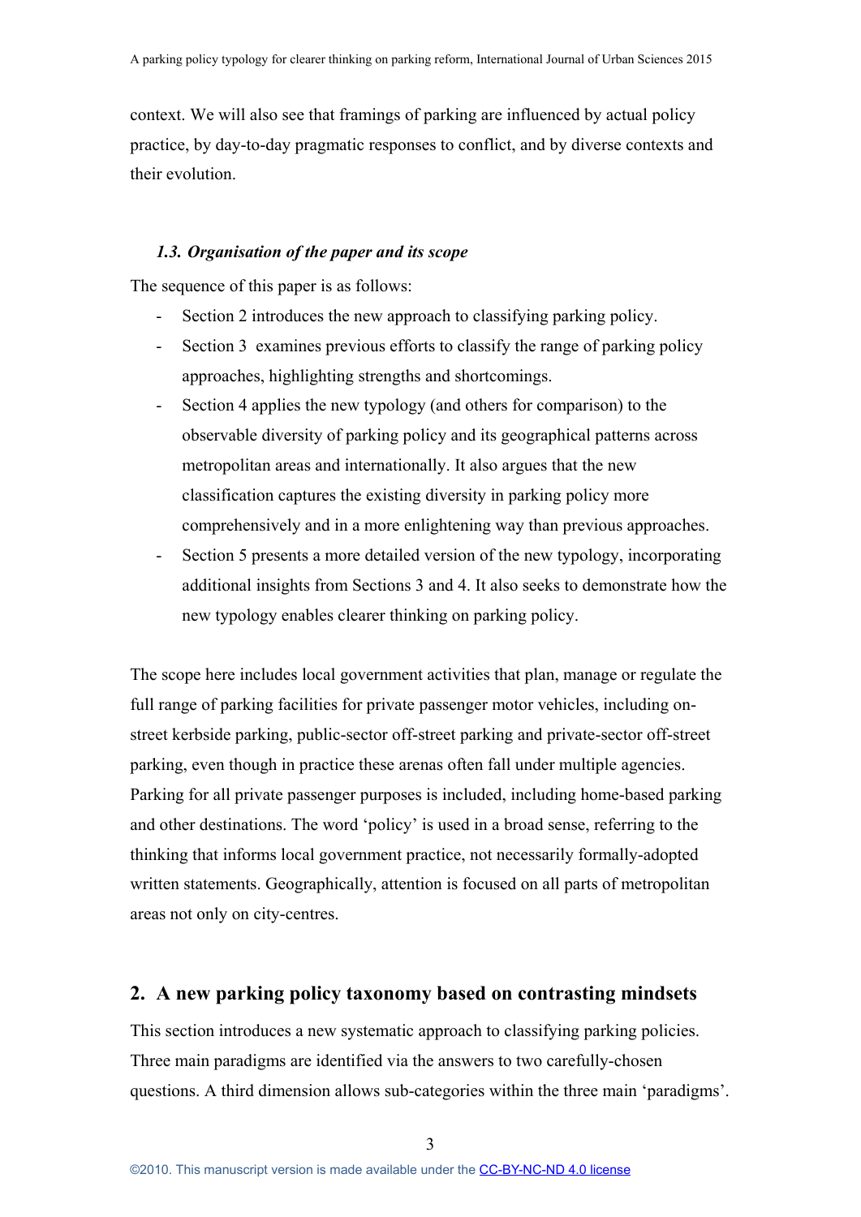context. We will also see that framings of parking are influenced by actual policy practice, by day-to-day pragmatic responses to conflict, and by diverse contexts and their evolution.

### *1.3. Organisation of the paper and its scope*

The sequence of this paper is as follows:

- Section 2 introduces the new approach to classifying parking policy.
- Section 3 examines previous efforts to classify the range of parking policy approaches, highlighting strengths and shortcomings.
- Section 4 applies the new typology (and others for comparison) to the observable diversity of parking policy and its geographical patterns across metropolitan areas and internationally. It also argues that the new classification captures the existing diversity in parking policy more comprehensively and in a more enlightening way than previous approaches.
- Section 5 presents a more detailed version of the new typology, incorporating additional insights from Sections 3 and 4. It also seeks to demonstrate how the new typology enables clearer thinking on parking policy.

The scope here includes local government activities that plan, manage or regulate the full range of parking facilities for private passenger motor vehicles, including on-street kerbside parking, public-sector off-street parking and private-sector off-street parking, even though in practice these arenas often fall under multiple agencies. Parking for all private passenger purposes is included, including home-based parking and other destinations. The word 'policy' is used in a broad sense, referring to the thinking that informs local government practice, not necessarily formally-adopted written statements. Geographically, attention is focused on all parts of metropolitan areas not only on city-centres.

## 2. A new parking policy taxonomy based on contrasting mindsets

This section introduces a new systematic approach to classifying parking policies. Three main paradigms are identified via the answers to two carefully-chosen questions. A third dimension allows sub-categories within the three main 'paradigms'.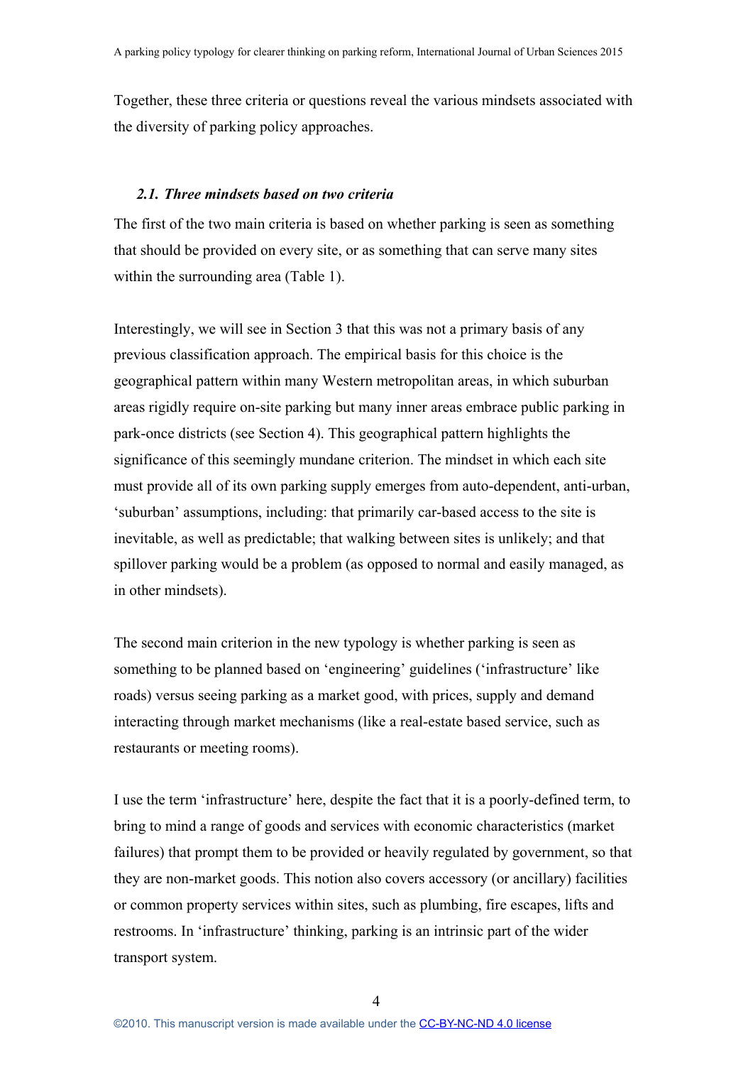Together, these three criteria or questions reveal the various mindsets associated with the diversity of parking policy approaches.

### *2.1. Three mindsets based on two criteria*

The first of the two main criteria is based on whether parking is seen as something that should be provided on every site, or as something that can serve many sites within the surrounding area (Table 1).

Interestingly, we will see in Section 3 that this was not a primary basis of any previous classification approach. The empirical basis for this choice is the geographical pattern within many Western metropolitan areas, in which suburban areas rigidly require on-site parking but many inner areas embrace public parking in park-once districts (see Section 4). This geographical pattern highlights the significance of this seemingly mundane criterion. The mindset in which each site must provide all of its own parking supply emerges from auto-dependent, anti-urban, 'suburban' assumptions, including: that primarily car-based access to the site is inevitable, as well as predictable; that walking between sites is unlikely; and that spillover parking would be a problem (as opposed to normal and easily managed, as in other mindsets).

The second main criterion in the new typology is whether parking is seen as something to be planned based on 'engineering' guidelines ('infrastructure' like roads) versus seeing parking as a market good, with prices, supply and demand interacting through market mechanisms (like a real-estate based service, such as restaurants or meeting rooms).

I use the term 'infrastructure' here, despite the fact that it is a poorly-defined term, to bring to mind a range of goods and services with economic characteristics (market failures) that prompt them to be provided or heavily regulated by government, so that they are non-market goods. This notion also covers accessory (or ancillary) facilities or common property services within sites, such as plumbing, fire escapes, lifts and restrooms. In 'infrastructure' thinking, parking is an intrinsic part of the wider transport system.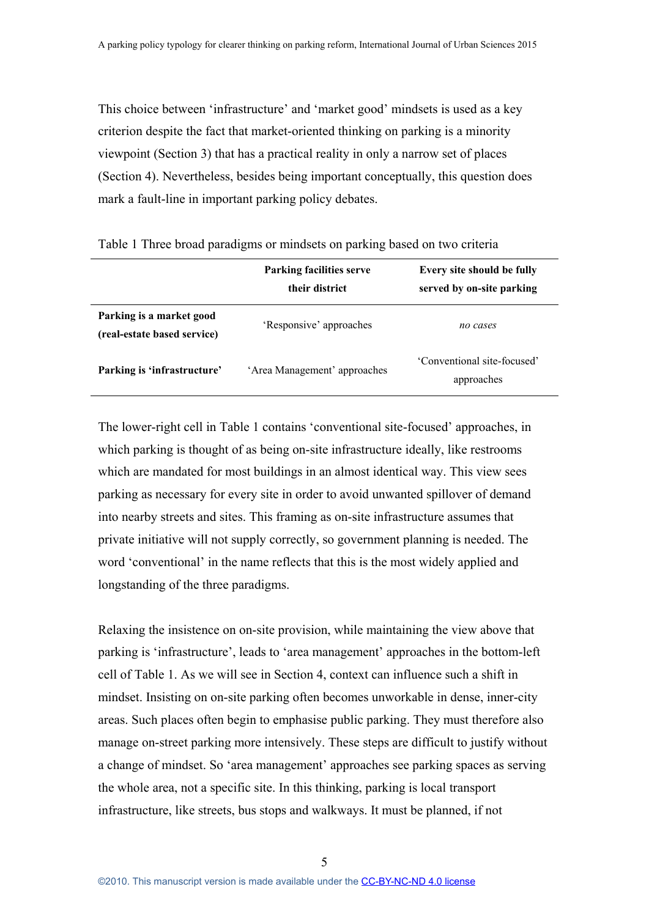This choice between 'infrastructure' and 'market good' mindsets is used as a key criterion despite the fact that market-oriented thinking on parking is a minority viewpoint (Section 3) that has a practical reality in only a narrow set of places (Section 4). Nevertheless, besides being important conceptually, this question does mark a fault-line in important parking policy debates.

Table 1 Three broad paradigms or mindsets on parking based on two criteria

| | **Parking facilities serve their district** | **Every site should be fully served by on-site parking** |
|---|---|---|
| **Parking is a market good (real-estate based service)** | 'Responsive' approaches | *no cases* |
| **Parking is 'infrastructure'** | 'Area Management' approaches | 'Conventional site-focused' approaches |

The lower-right cell in Table 1 contains 'conventional site-focused' approaches, in which parking is thought of as being on-site infrastructure ideally, like restrooms which are mandated for most buildings in an almost identical way. This view sees parking as necessary for every site in order to avoid unwanted spillover of demand into nearby streets and sites. This framing as on-site infrastructure assumes that private initiative will not supply correctly, so government planning is needed. The word 'conventional' in the name reflects that this is the most widely applied and longstanding of the three paradigms.

Relaxing the insistence on on-site provision, while maintaining the view above that parking is 'infrastructure', leads to 'area management' approaches in the bottom-left cell of Table 1. As we will see in Section 4, context can influence such a shift in mindset. Insisting on on-site parking often becomes unworkable in dense, inner-city areas. Such places often begin to emphasise public parking. They must therefore also manage on-street parking more intensively. These steps are difficult to justify without a change of mindset. So 'area management' approaches see parking spaces as serving the whole area, not a specific site. In this thinking, parking is local transport infrastructure, like streets, bus stops and walkways. It must be planned, if not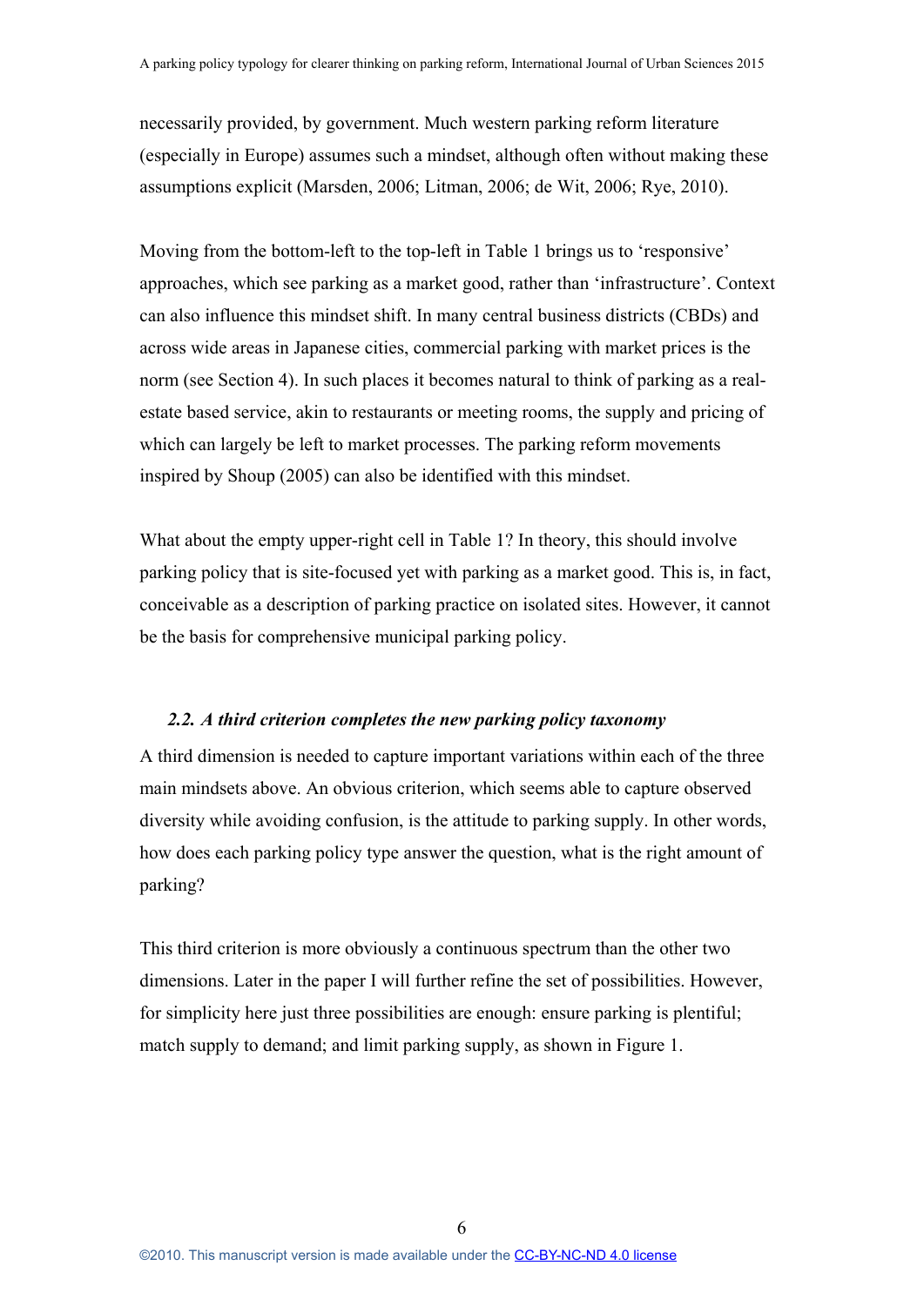necessarily provided, by government. Much western parking reform literature (especially in Europe) assumes such a mindset, although often without making these assumptions explicit (Marsden, 2006; Litman, 2006; de Wit, 2006; Rye, 2010).

Moving from the bottom-left to the top-left in Table 1 brings us to 'responsive' approaches, which see parking as a market good, rather than 'infrastructure'. Context can also influence this mindset shift. In many central business districts (CBDs) and across wide areas in Japanese cities, commercial parking with market prices is the norm (see Section 4). In such places it becomes natural to think of parking as a real-estate based service, akin to restaurants or meeting rooms, the supply and pricing of which can largely be left to market processes. The parking reform movements inspired by Shoup (2005) can also be identified with this mindset.

What about the empty upper-right cell in Table 1? In theory, this should involve parking policy that is site-focused yet with parking as a market good. This is, in fact, conceivable as a description of parking practice on isolated sites. However, it cannot be the basis for comprehensive municipal parking policy.

### *2.2. A third criterion completes the new parking policy taxonomy*

A third dimension is needed to capture important variations within each of the three main mindsets above. An obvious criterion, which seems able to capture observed diversity while avoiding confusion, is the attitude to parking supply. In other words, how does each parking policy type answer the question, what is the right amount of parking?

This third criterion is more obviously a continuous spectrum than the other two dimensions. Later in the paper I will further refine the set of possibilities. However, for simplicity here just three possibilities are enough: ensure parking is plentiful; match supply to demand; and limit parking supply, as shown in Figure 1.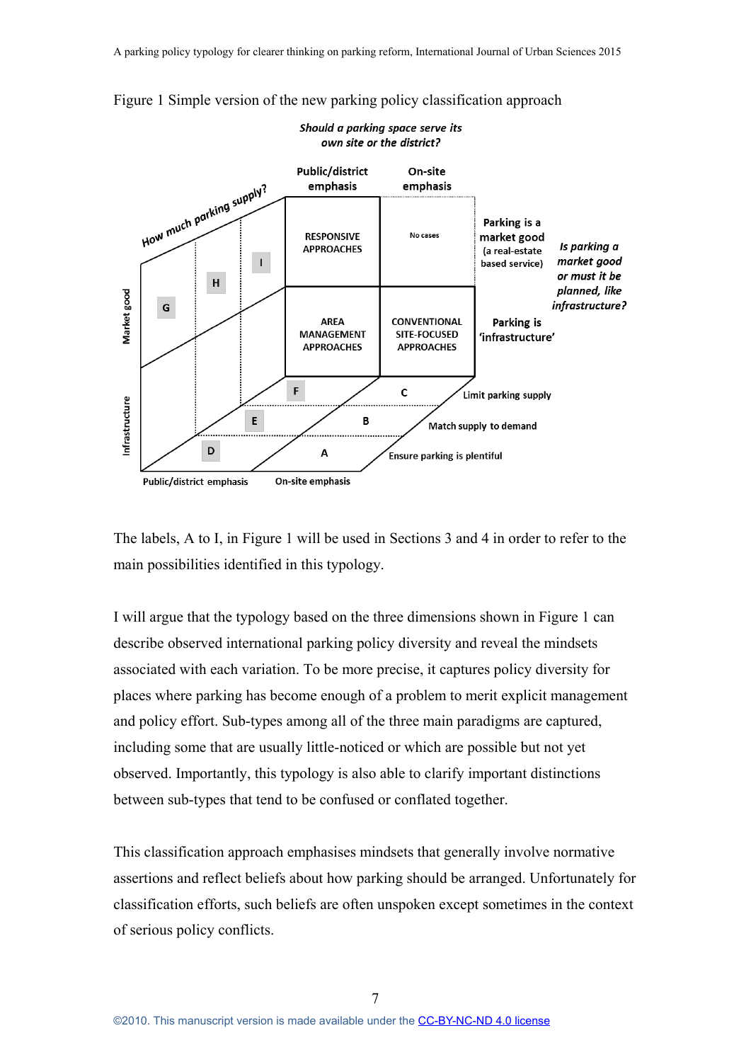Figure 1 Simple version of the new parking policy classification approach

The labels, A to I, in Figure 1 will be used in Sections 3 and 4 in order to refer to the main possibilities identified in this typology.

I will argue that the typology based on the three dimensions shown in Figure 1 can describe observed international parking policy diversity and reveal the mindsets associated with each variation. To be more precise, it captures policy diversity for places where parking has become enough of a problem to merit explicit management and policy effort. Sub-types among all of the three main paradigms are captured, including some that are usually little-noticed or which are possible but not yet observed. Importantly, this typology is also able to clarify important distinctions between sub-types that tend to be confused or conflated together.

This classification approach emphasises mindsets that generally involve normative assertions and reflect beliefs about how parking should be arranged. Unfortunately for classification efforts, such beliefs are often unspoken except sometimes in the context of serious policy conflicts.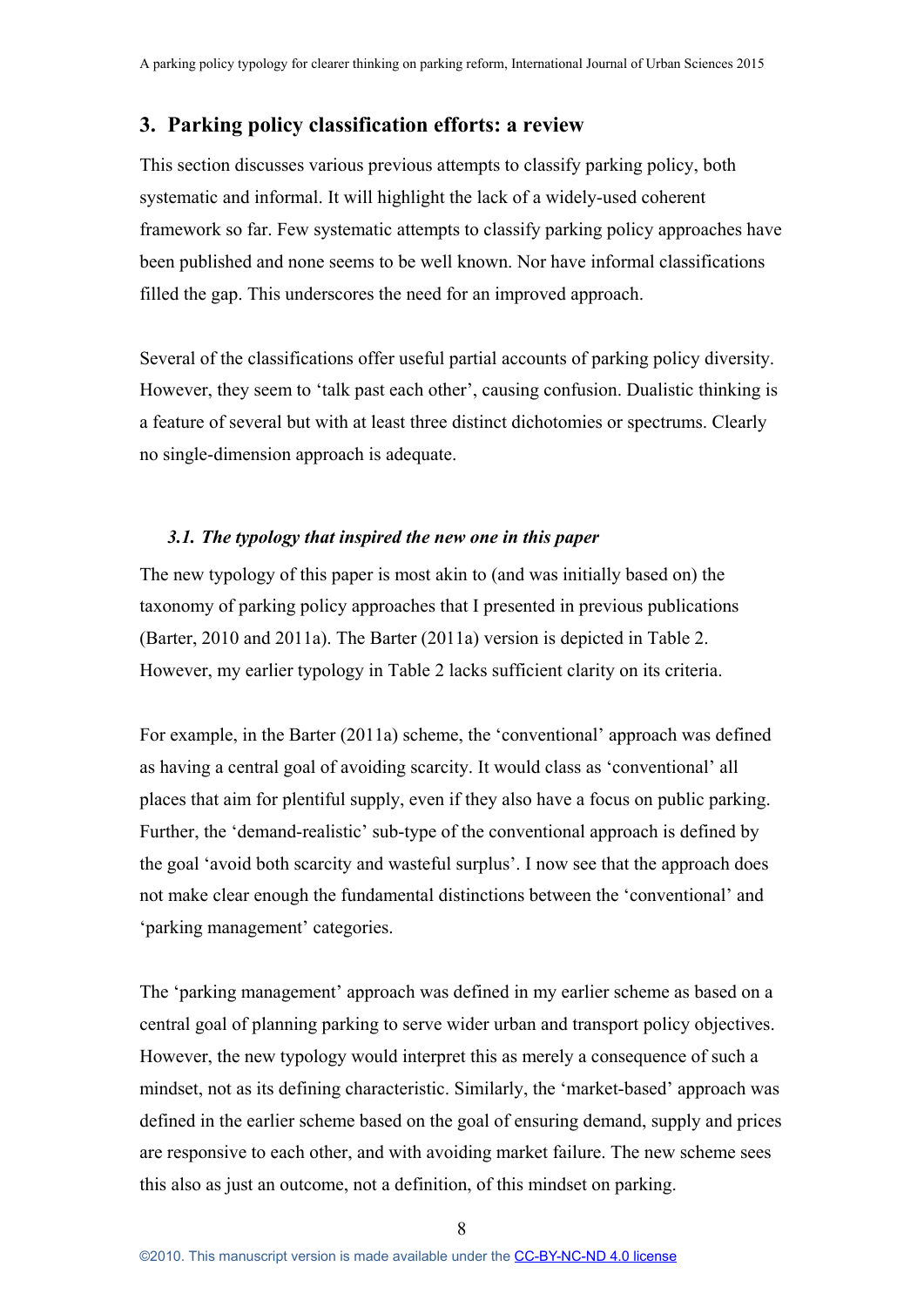## 3. Parking policy classification efforts: a review

This section discusses various previous attempts to classify parking policy, both systematic and informal. It will highlight the lack of a widely-used coherent framework so far. Few systematic attempts to classify parking policy approaches have been published and none seems to be well known. Nor have informal classifications filled the gap. This underscores the need for an improved approach.

Several of the classifications offer useful partial accounts of parking policy diversity. However, they seem to 'talk past each other', causing confusion. Dualistic thinking is a feature of several but with at least three distinct dichotomies or spectrums. Clearly no single-dimension approach is adequate.

### *3.1. The typology that inspired the new one in this paper*

The new typology of this paper is most akin to (and was initially based on) the taxonomy of parking policy approaches that I presented in previous publications (Barter, 2010 and 2011a). The Barter (2011a) version is depicted in Table 2. However, my earlier typology in Table 2 lacks sufficient clarity on its criteria.

For example, in the Barter (2011a) scheme, the 'conventional' approach was defined as having a central goal of avoiding scarcity. It would class as 'conventional' all places that aim for plentiful supply, even if they also have a focus on public parking. Further, the 'demand-realistic' sub-type of the conventional approach is defined by the goal 'avoid both scarcity and wasteful surplus'. I now see that the approach does not make clear enough the fundamental distinctions between the 'conventional' and 'parking management' categories.

The 'parking management' approach was defined in my earlier scheme as based on a central goal of planning parking to serve wider urban and transport policy objectives. However, the new typology would interpret this as merely a consequence of such a mindset, not as its defining characteristic. Similarly, the 'market-based' approach was defined in the earlier scheme based on the goal of ensuring demand, supply and prices are responsive to each other, and with avoiding market failure. The new scheme sees this also as just an outcome, not a definition, of this mindset on parking.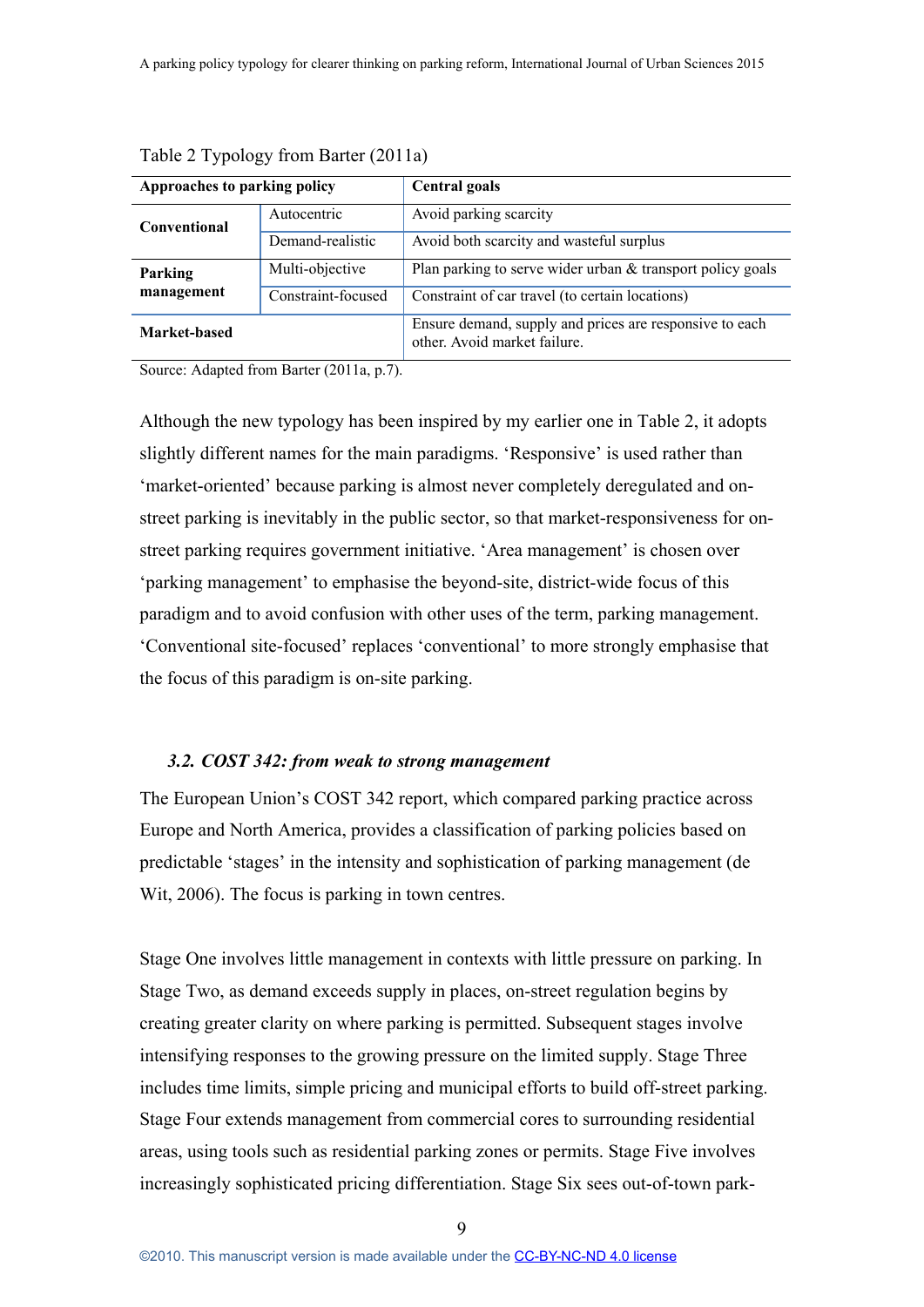Table 2 Typology from Barter (2011a)

| Approaches to parking policy | | Central goals |
|---|---|---|
| **Conventional** | Autocentric | Avoid parking scarcity |
| | Demand-realistic | Avoid both scarcity and wasteful surplus |
| **Parking management** | Multi-objective | Plan parking to serve wider urban & transport policy goals |
| | Constraint-focused | Constraint of car travel (to certain locations) |
| **Market-based** | | Ensure demand, supply and prices are responsive to each other. Avoid market failure. |

Source: Adapted from Barter (2011a, p.7).

Although the new typology has been inspired by my earlier one in Table 2, it adopts slightly different names for the main paradigms. 'Responsive' is used rather than 'market-oriented' because parking is almost never completely deregulated and on-street parking is inevitably in the public sector, so that market-responsiveness for on-street parking requires government initiative. 'Area management' is chosen over 'parking management' to emphasise the beyond-site, district-wide focus of this paradigm and to avoid confusion with other uses of the term, parking management. 'Conventional site-focused' replaces 'conventional' to more strongly emphasise that the focus of this paradigm is on-site parking.

### *3.2. COST 342: from weak to strong management*

The European Union's COST 342 report, which compared parking practice across Europe and North America, provides a classification of parking policies based on predictable 'stages' in the intensity and sophistication of parking management (de Wit, 2006). The focus is parking in town centres.

Stage One involves little management in contexts with little pressure on parking. In Stage Two, as demand exceeds supply in places, on-street regulation begins by creating greater clarity on where parking is permitted. Subsequent stages involve intensifying responses to the growing pressure on the limited supply. Stage Three includes time limits, simple pricing and municipal efforts to build off-street parking. Stage Four extends management from commercial cores to surrounding residential areas, using tools such as residential parking zones or permits. Stage Five involves increasingly sophisticated pricing differentiation. Stage Six sees out-of-town park-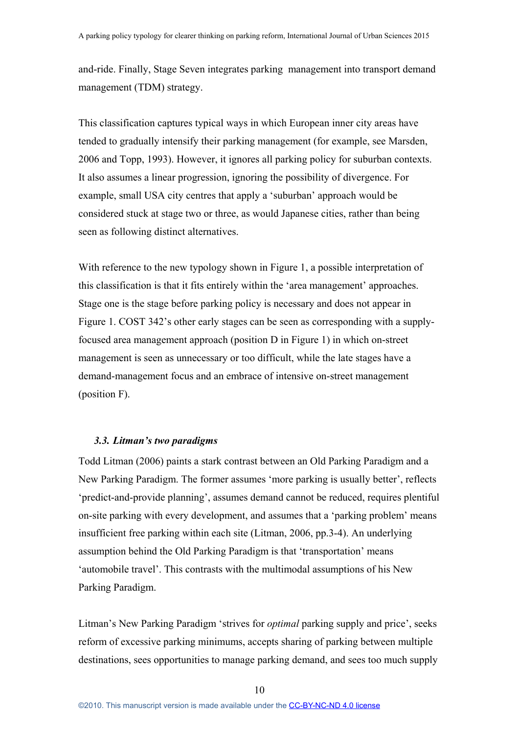and-ride. Finally, Stage Seven integrates parking management into transport demand management (TDM) strategy.

This classification captures typical ways in which European inner city areas have tended to gradually intensify their parking management (for example, see Marsden, 2006 and Topp, 1993). However, it ignores all parking policy for suburban contexts. It also assumes a linear progression, ignoring the possibility of divergence. For example, small USA city centres that apply a 'suburban' approach would be considered stuck at stage two or three, as would Japanese cities, rather than being seen as following distinct alternatives.

With reference to the new typology shown in Figure 1, a possible interpretation of this classification is that it fits entirely within the 'area management' approaches. Stage one is the stage before parking policy is necessary and does not appear in Figure 1. COST 342's other early stages can be seen as corresponding with a supply-focused area management approach (position D in Figure 1) in which on-street management is seen as unnecessary or too difficult, while the late stages have a demand-management focus and an embrace of intensive on-street management (position F).

### *3.3. Litman's two paradigms*

Todd Litman (2006) paints a stark contrast between an Old Parking Paradigm and a New Parking Paradigm. The former assumes 'more parking is usually better', reflects 'predict-and-provide planning', assumes demand cannot be reduced, requires plentiful on-site parking with every development, and assumes that a 'parking problem' means insufficient free parking within each site (Litman, 2006, pp.3-4). An underlying assumption behind the Old Parking Paradigm is that 'transportation' means 'automobile travel'. This contrasts with the multimodal assumptions of his New Parking Paradigm.

Litman's New Parking Paradigm 'strives for *optimal* parking supply and price', seeks reform of excessive parking minimums, accepts sharing of parking between multiple destinations, sees opportunities to manage parking demand, and sees too much supply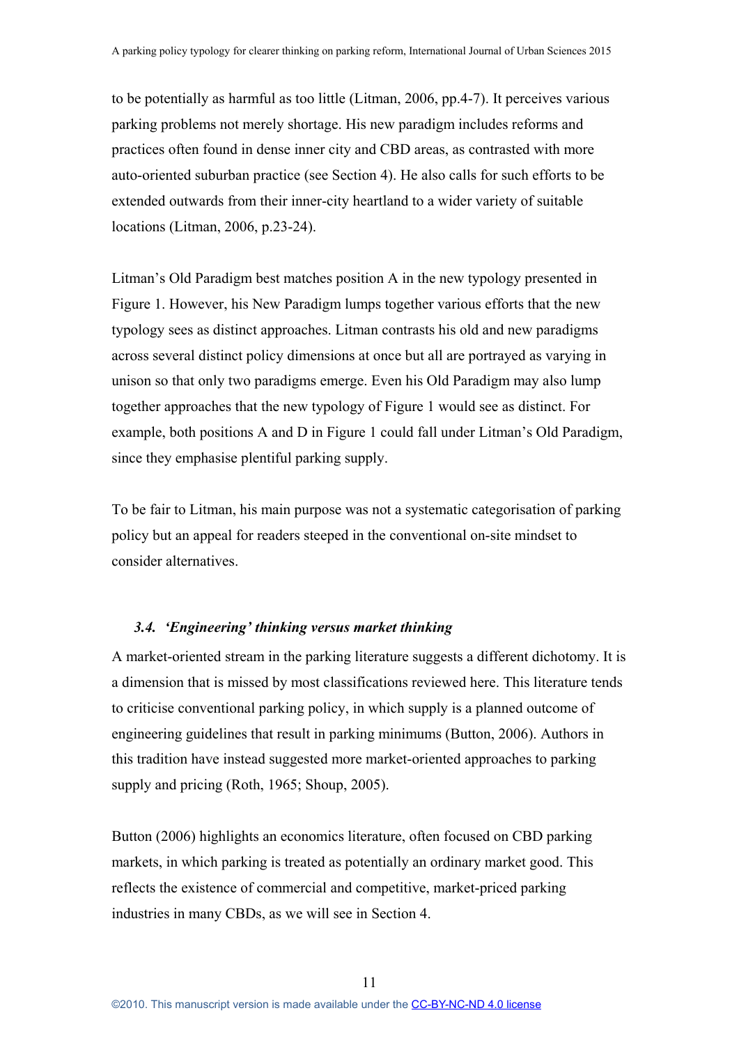to be potentially as harmful as too little (Litman, 2006, pp.4-7). It perceives various parking problems not merely shortage. His new paradigm includes reforms and practices often found in dense inner city and CBD areas, as contrasted with more auto-oriented suburban practice (see Section 4). He also calls for such efforts to be extended outwards from their inner-city heartland to a wider variety of suitable locations (Litman, 2006, p.23-24).

Litman's Old Paradigm best matches position A in the new typology presented in Figure 1. However, his New Paradigm lumps together various efforts that the new typology sees as distinct approaches. Litman contrasts his old and new paradigms across several distinct policy dimensions at once but all are portrayed as varying in unison so that only two paradigms emerge. Even his Old Paradigm may also lump together approaches that the new typology of Figure 1 would see as distinct. For example, both positions A and D in Figure 1 could fall under Litman's Old Paradigm, since they emphasise plentiful parking supply.

To be fair to Litman, his main purpose was not a systematic categorisation of parking policy but an appeal for readers steeped in the conventional on-site mindset to consider alternatives.

### *3.4. 'Engineering' thinking versus market thinking*

A market-oriented stream in the parking literature suggests a different dichotomy. It is a dimension that is missed by most classifications reviewed here. This literature tends to criticise conventional parking policy, in which supply is a planned outcome of engineering guidelines that result in parking minimums (Button, 2006). Authors in this tradition have instead suggested more market-oriented approaches to parking supply and pricing (Roth, 1965; Shoup, 2005).

Button (2006) highlights an economics literature, often focused on CBD parking markets, in which parking is treated as potentially an ordinary market good. This reflects the existence of commercial and competitive, market-priced parking industries in many CBDs, as we will see in Section 4.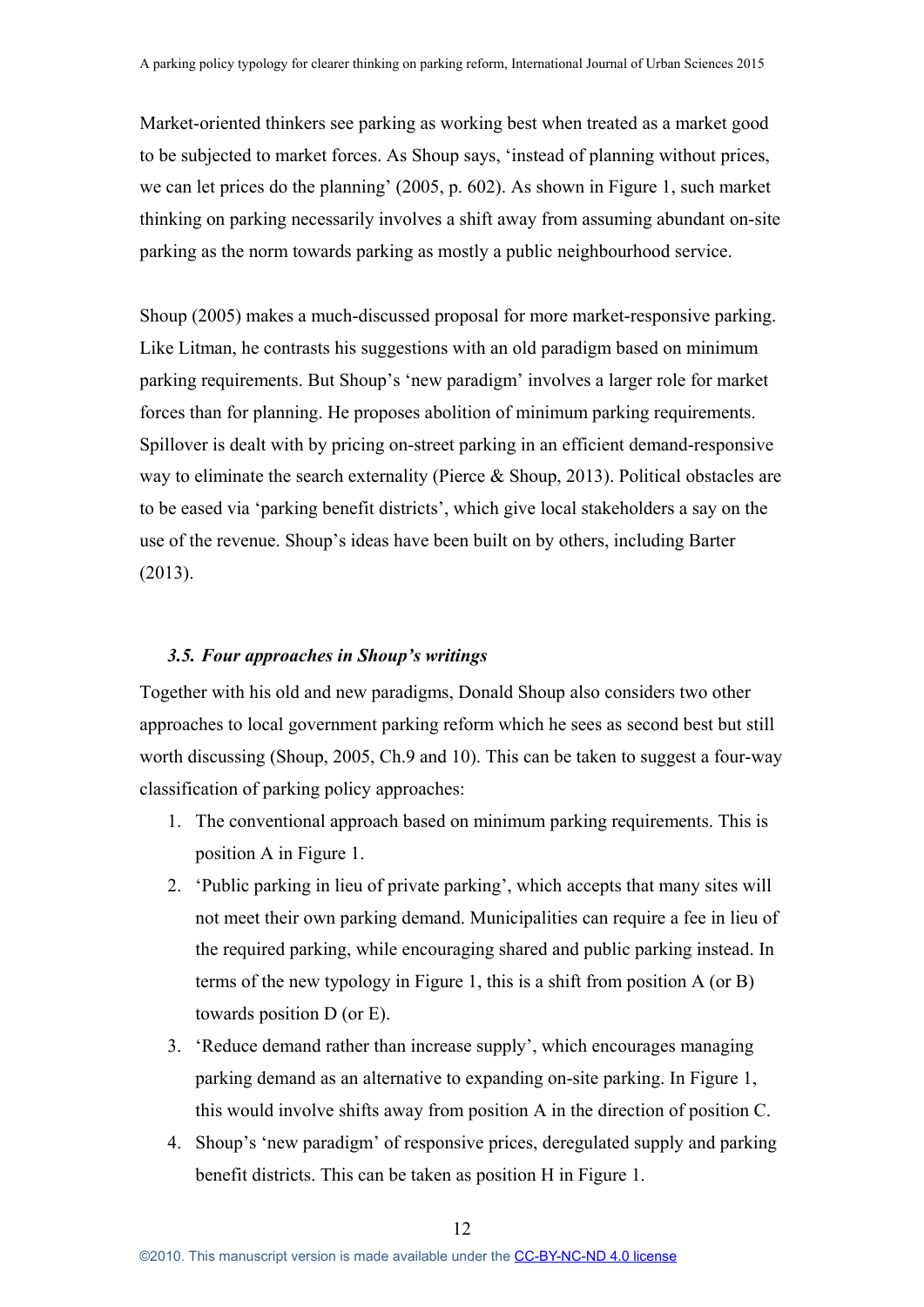Market-oriented thinkers see parking as working best when treated as a market good to be subjected to market forces. As Shoup says, 'instead of planning without prices, we can let prices do the planning' (2005, p. 602). As shown in Figure 1, such market thinking on parking necessarily involves a shift away from assuming abundant on-site parking as the norm towards parking as mostly a public neighbourhood service.

Shoup (2005) makes a much-discussed proposal for more market-responsive parking. Like Litman, he contrasts his suggestions with an old paradigm based on minimum parking requirements. But Shoup's 'new paradigm' involves a larger role for market forces than for planning. He proposes abolition of minimum parking requirements. Spillover is dealt with by pricing on-street parking in an efficient demand-responsive way to eliminate the search externality (Pierce & Shoup, 2013). Political obstacles are to be eased via 'parking benefit districts', which give local stakeholders a say on the use of the revenue. Shoup's ideas have been built on by others, including Barter (2013).

### *3.5. Four approaches in Shoup's writings*

Together with his old and new paradigms, Donald Shoup also considers two other approaches to local government parking reform which he sees as second best but still worth discussing (Shoup, 2005, Ch.9 and 10). This can be taken to suggest a four-way classification of parking policy approaches:

1. The conventional approach based on minimum parking requirements. This is position A in Figure 1.
2. 'Public parking in lieu of private parking', which accepts that many sites will not meet their own parking demand. Municipalities can require a fee in lieu of the required parking, while encouraging shared and public parking instead. In terms of the new typology in Figure 1, this is a shift from position A (or B) towards position D (or E).
3. 'Reduce demand rather than increase supply', which encourages managing parking demand as an alternative to expanding on-site parking. In Figure 1, this would involve shifts away from position A in the direction of position C.
4. Shoup's 'new paradigm' of responsive prices, deregulated supply and parking benefit districts. This can be taken as position H in Figure 1.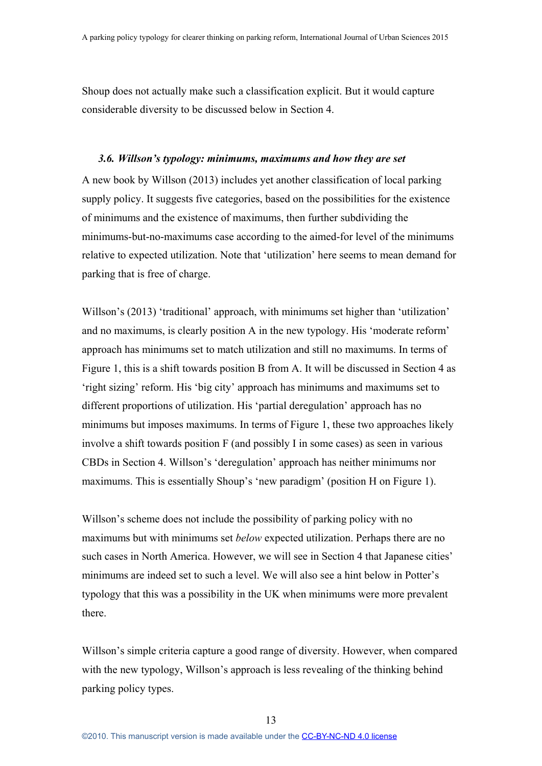Shoup does not actually make such a classification explicit. But it would capture considerable diversity to be discussed below in Section 4.

### *3.6. Willson's typology: minimums, maximums and how they are set*

A new book by Willson (2013) includes yet another classification of local parking supply policy. It suggests five categories, based on the possibilities for the existence of minimums and the existence of maximums, then further subdividing the minimums-but-no-maximums case according to the aimed-for level of the minimums relative to expected utilization. Note that 'utilization' here seems to mean demand for parking that is free of charge.

Willson's (2013) 'traditional' approach, with minimums set higher than 'utilization' and no maximums, is clearly position A in the new typology. His 'moderate reform' approach has minimums set to match utilization and still no maximums. In terms of Figure 1, this is a shift towards position B from A. It will be discussed in Section 4 as 'right sizing' reform. His 'big city' approach has minimums and maximums set to different proportions of utilization. His 'partial deregulation' approach has no minimums but imposes maximums. In terms of Figure 1, these two approaches likely involve a shift towards position F (and possibly I in some cases) as seen in various CBDs in Section 4. Willson's 'deregulation' approach has neither minimums nor maximums. This is essentially Shoup's 'new paradigm' (position H on Figure 1).

Willson's scheme does not include the possibility of parking policy with no maximums but with minimums set *below* expected utilization. Perhaps there are no such cases in North America. However, we will see in Section 4 that Japanese cities' minimums are indeed set to such a level. We will also see a hint below in Potter's typology that this was a possibility in the UK when minimums were more prevalent there.

Willson's simple criteria capture a good range of diversity. However, when compared with the new typology, Willson's approach is less revealing of the thinking behind parking policy types.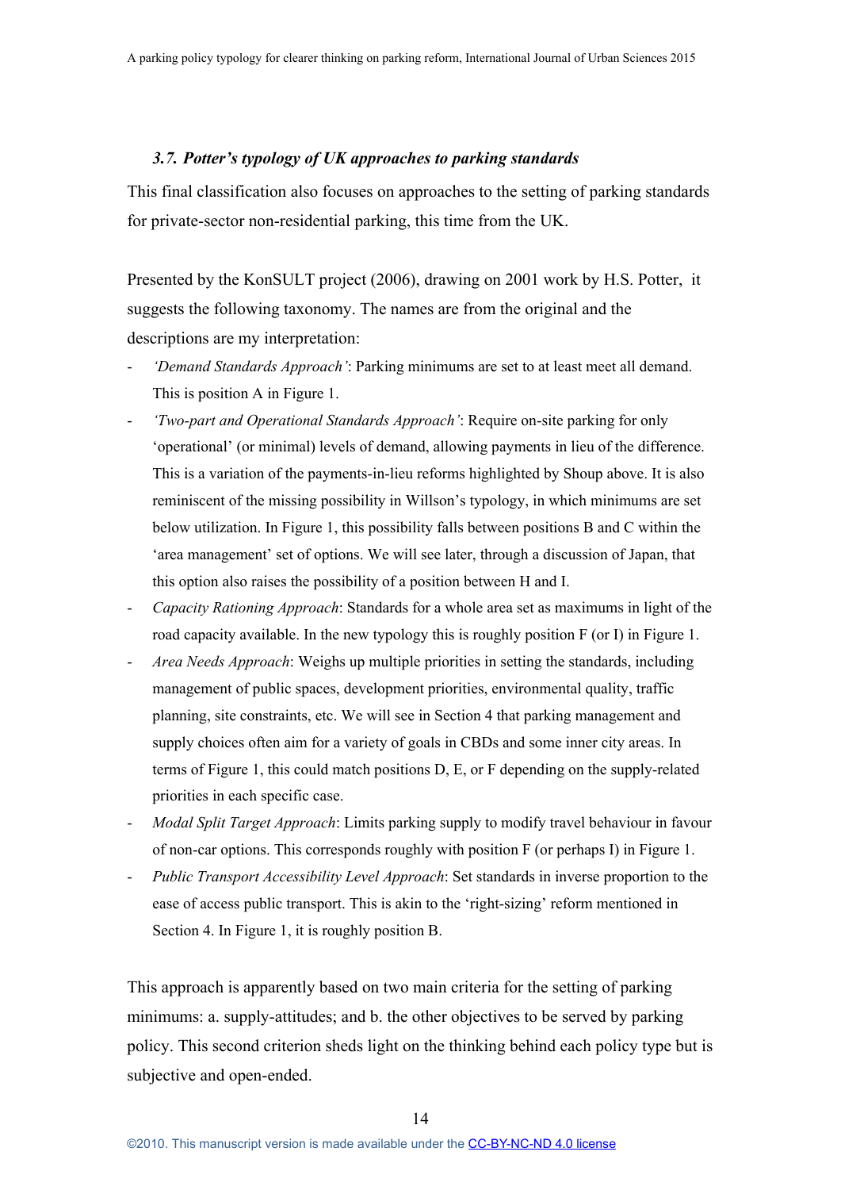### *3.7. Potter's typology of UK approaches to parking standards*

This final classification also focuses on approaches to the setting of parking standards for private-sector non-residential parking, this time from the UK.

Presented by the KonSULT project (2006), drawing on 2001 work by H.S. Potter, it suggests the following taxonomy. The names are from the original and the descriptions are my interpretation:

- *'Demand Standards Approach'*: Parking minimums are set to at least meet all demand. This is position A in Figure 1.
- *'Two-part and Operational Standards Approach'*: Require on-site parking for only 'operational' (or minimal) levels of demand, allowing payments in lieu of the difference. This is a variation of the payments-in-lieu reforms highlighted by Shoup above. It is also reminiscent of the missing possibility in Willson's typology, in which minimums are set below utilization. In Figure 1, this possibility falls between positions B and C within the 'area management' set of options. We will see later, through a discussion of Japan, that this option also raises the possibility of a position between H and I.
- *Capacity Rationing Approach*: Standards for a whole area set as maximums in light of the road capacity available. In the new typology this is roughly position F (or I) in Figure 1.
- *Area Needs Approach*: Weighs up multiple priorities in setting the standards, including management of public spaces, development priorities, environmental quality, traffic planning, site constraints, etc. We will see in Section 4 that parking management and supply choices often aim for a variety of goals in CBDs and some inner city areas. In terms of Figure 1, this could match positions D, E, or F depending on the supply-related priorities in each specific case.
- *Modal Split Target Approach*: Limits parking supply to modify travel behaviour in favour of non-car options. This corresponds roughly with position F (or perhaps I) in Figure 1.
- *Public Transport Accessibility Level Approach*: Set standards in inverse proportion to the ease of access public transport. This is akin to the 'right-sizing' reform mentioned in Section 4. In Figure 1, it is roughly position B.

This approach is apparently based on two main criteria for the setting of parking minimums: a. supply-attitudes; and b. the other objectives to be served by parking policy. This second criterion sheds light on the thinking behind each policy type but is subjective and open-ended.

©2010. This manuscript version is made available under the CC-BY-NC-ND 4.0 license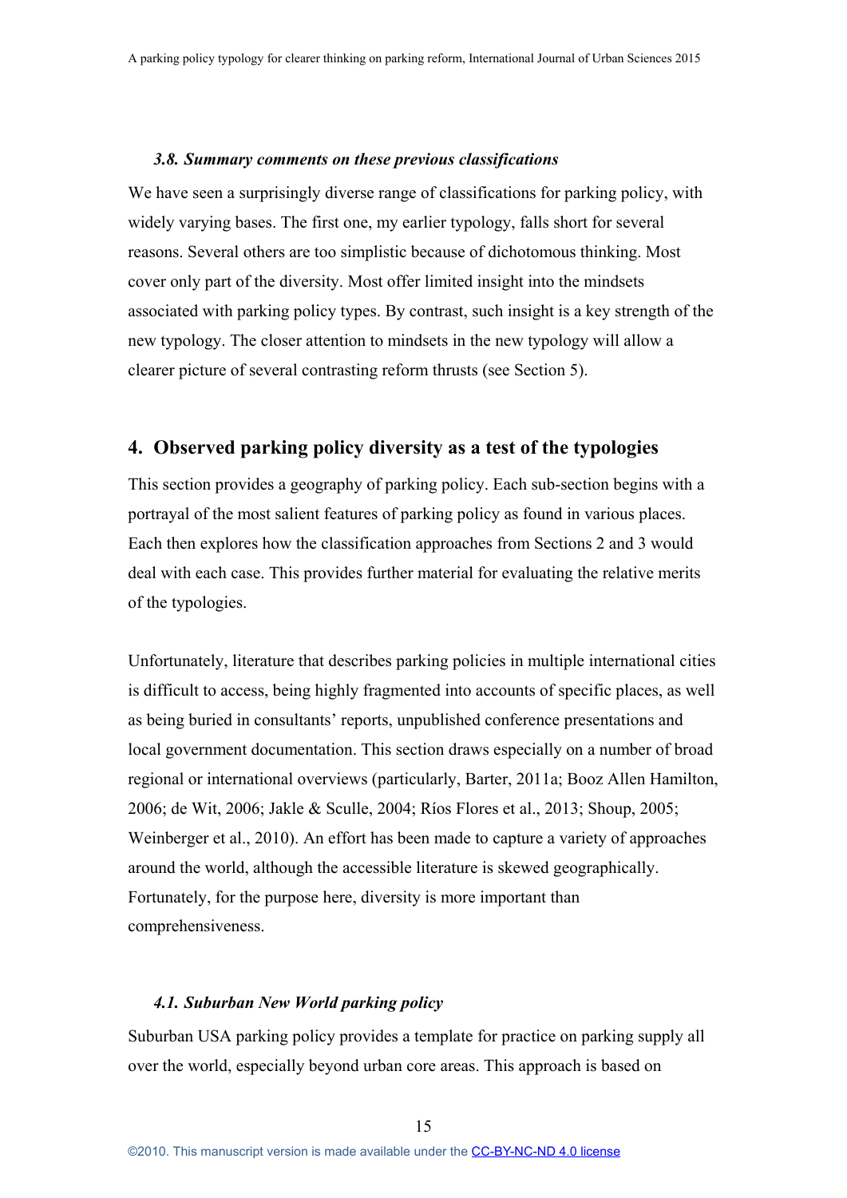### *3.8. Summary comments on these previous classifications*

We have seen a surprisingly diverse range of classifications for parking policy, with widely varying bases. The first one, my earlier typology, falls short for several reasons. Several others are too simplistic because of dichotomous thinking. Most cover only part of the diversity. Most offer limited insight into the mindsets associated with parking policy types. By contrast, such insight is a key strength of the new typology. The closer attention to mindsets in the new typology will allow a clearer picture of several contrasting reform thrusts (see Section 5).

## 4. Observed parking policy diversity as a test of the typologies

This section provides a geography of parking policy. Each sub-section begins with a portrayal of the most salient features of parking policy as found in various places. Each then explores how the classification approaches from Sections 2 and 3 would deal with each case. This provides further material for evaluating the relative merits of the typologies.

Unfortunately, literature that describes parking policies in multiple international cities is difficult to access, being highly fragmented into accounts of specific places, as well as being buried in consultants' reports, unpublished conference presentations and local government documentation. This section draws especially on a number of broad regional or international overviews (particularly, Barter, 2011a; Booz Allen Hamilton, 2006; de Wit, 2006; Jakle & Sculle, 2004; Ríos Flores et al., 2013; Shoup, 2005; Weinberger et al., 2010). An effort has been made to capture a variety of approaches around the world, although the accessible literature is skewed geographically. Fortunately, for the purpose here, diversity is more important than comprehensiveness.

### *4.1. Suburban New World parking policy*

Suburban USA parking policy provides a template for practice on parking supply all over the world, especially beyond urban core areas. This approach is based on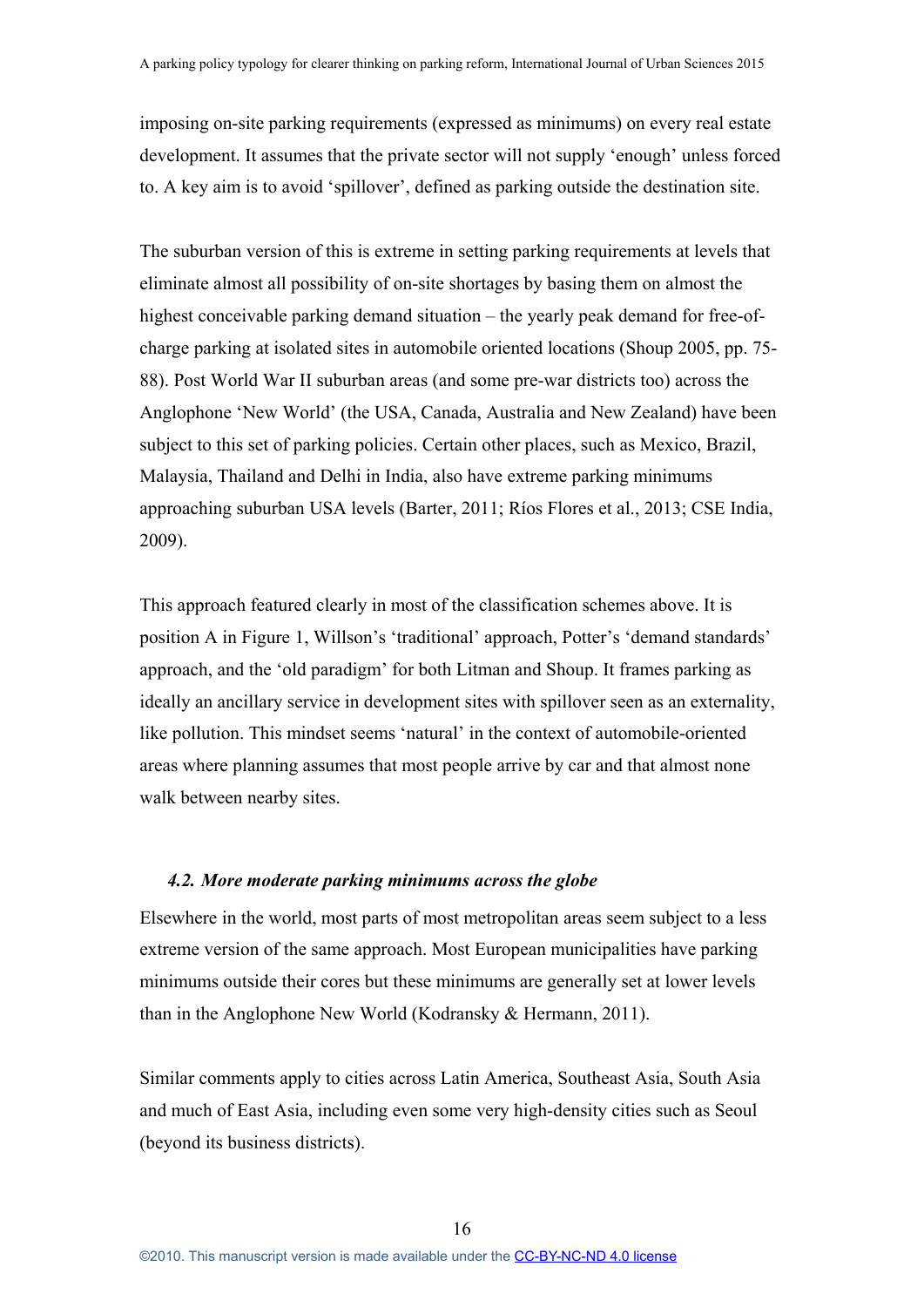imposing on-site parking requirements (expressed as minimums) on every real estate development. It assumes that the private sector will not supply 'enough' unless forced to. A key aim is to avoid 'spillover', defined as parking outside the destination site.

The suburban version of this is extreme in setting parking requirements at levels that eliminate almost all possibility of on-site shortages by basing them on almost the highest conceivable parking demand situation – the yearly peak demand for free-of-charge parking at isolated sites in automobile oriented locations (Shoup 2005, pp. 75-88). Post World War II suburban areas (and some pre-war districts too) across the Anglophone 'New World' (the USA, Canada, Australia and New Zealand) have been subject to this set of parking policies. Certain other places, such as Mexico, Brazil, Malaysia, Thailand and Delhi in India, also have extreme parking minimums approaching suburban USA levels (Barter, 2011; Ríos Flores et al., 2013; CSE India, 2009).

This approach featured clearly in most of the classification schemes above. It is position A in Figure 1, Willson's 'traditional' approach, Potter's 'demand standards' approach, and the 'old paradigm' for both Litman and Shoup. It frames parking as ideally an ancillary service in development sites with spillover seen as an externality, like pollution. This mindset seems 'natural' in the context of automobile-oriented areas where planning assumes that most people arrive by car and that almost none walk between nearby sites.

### *4.2. More moderate parking minimums across the globe*

Elsewhere in the world, most parts of most metropolitan areas seem subject to a less extreme version of the same approach. Most European municipalities have parking minimums outside their cores but these minimums are generally set at lower levels than in the Anglophone New World (Kodransky & Hermann, 2011).

Similar comments apply to cities across Latin America, Southeast Asia, South Asia and much of East Asia, including even some very high-density cities such as Seoul (beyond its business districts).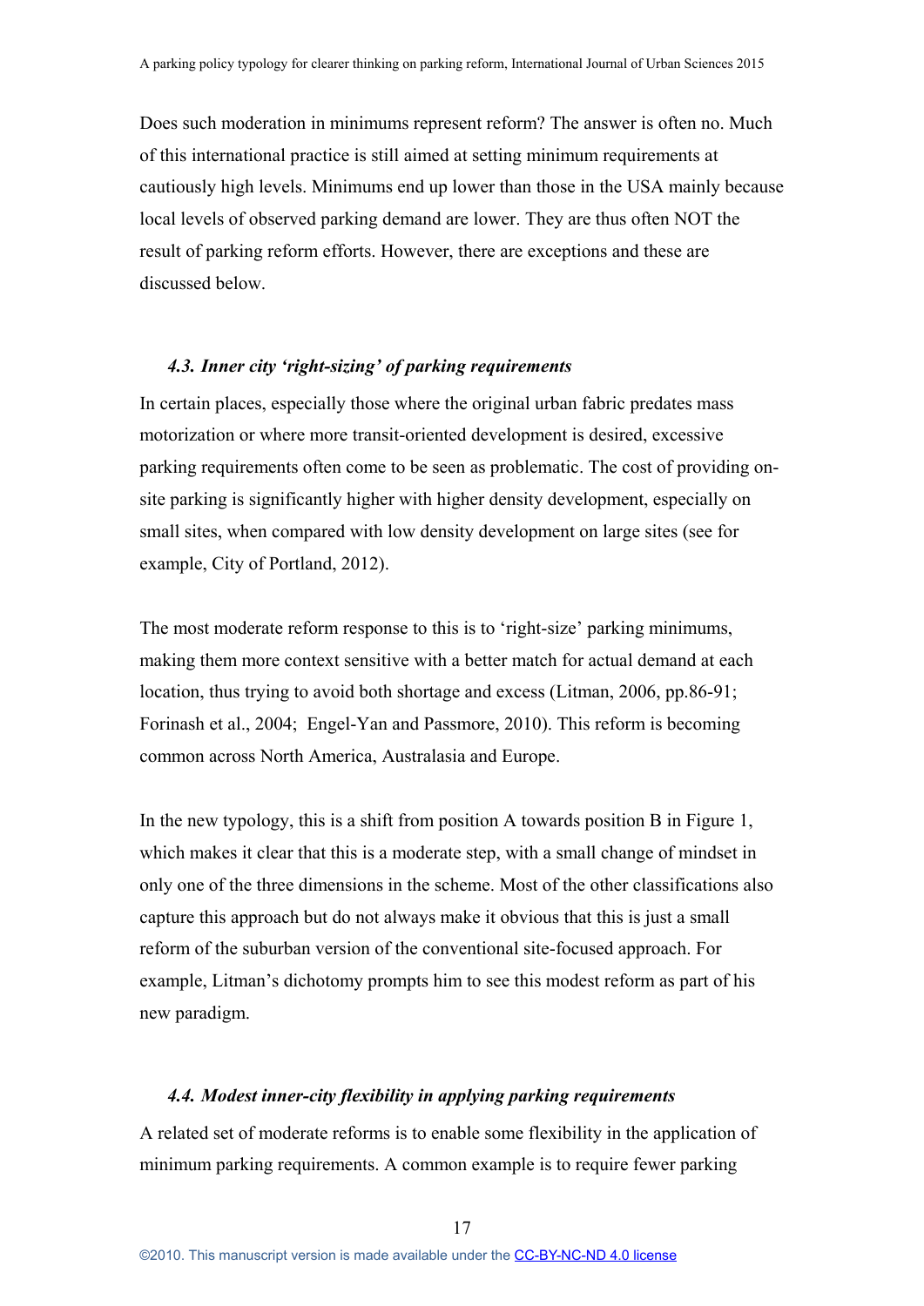Does such moderation in minimums represent reform? The answer is often no. Much of this international practice is still aimed at setting minimum requirements at cautiously high levels. Minimums end up lower than those in the USA mainly because local levels of observed parking demand are lower. They are thus often NOT the result of parking reform efforts. However, there are exceptions and these are discussed below.

### *4.3. Inner city 'right-sizing' of parking requirements*

In certain places, especially those where the original urban fabric predates mass motorization or where more transit-oriented development is desired, excessive parking requirements often come to be seen as problematic. The cost of providing on-site parking is significantly higher with higher density development, especially on small sites, when compared with low density development on large sites (see for example, City of Portland, 2012).

The most moderate reform response to this is to 'right-size' parking minimums, making them more context sensitive with a better match for actual demand at each location, thus trying to avoid both shortage and excess (Litman, 2006, pp.86-91; Forinash et al., 2004; Engel-Yan and Passmore, 2010). This reform is becoming common across North America, Australasia and Europe.

In the new typology, this is a shift from position A towards position B in Figure 1, which makes it clear that this is a moderate step, with a small change of mindset in only one of the three dimensions in the scheme. Most of the other classifications also capture this approach but do not always make it obvious that this is just a small reform of the suburban version of the conventional site-focused approach. For example, Litman's dichotomy prompts him to see this modest reform as part of his new paradigm.

### *4.4. Modest inner-city flexibility in applying parking requirements*

A related set of moderate reforms is to enable some flexibility in the application of minimum parking requirements. A common example is to require fewer parking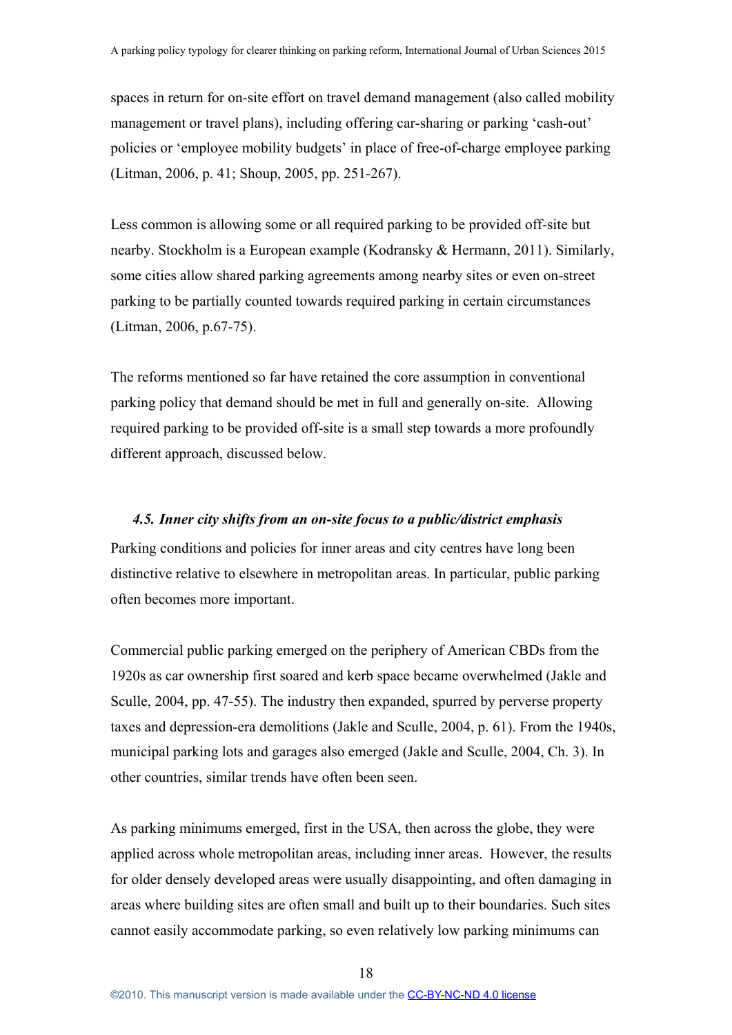spaces in return for on-site effort on travel demand management (also called mobility management or travel plans), including offering car-sharing or parking 'cash-out' policies or 'employee mobility budgets' in place of free-of-charge employee parking (Litman, 2006, p. 41; Shoup, 2005, pp. 251-267).

Less common is allowing some or all required parking to be provided off-site but nearby. Stockholm is a European example (Kodransky & Hermann, 2011). Similarly, some cities allow shared parking agreements among nearby sites or even on-street parking to be partially counted towards required parking in certain circumstances (Litman, 2006, p.67-75).

The reforms mentioned so far have retained the core assumption in conventional parking policy that demand should be met in full and generally on-site. Allowing required parking to be provided off-site is a small step towards a more profoundly different approach, discussed below.

### *4.5. Inner city shifts from an on-site focus to a public/district emphasis*

Parking conditions and policies for inner areas and city centres have long been distinctive relative to elsewhere in metropolitan areas. In particular, public parking often becomes more important.

Commercial public parking emerged on the periphery of American CBDs from the 1920s as car ownership first soared and kerb space became overwhelmed (Jakle and Sculle, 2004, pp. 47-55). The industry then expanded, spurred by perverse property taxes and depression-era demolitions (Jakle and Sculle, 2004, p. 61). From the 1940s, municipal parking lots and garages also emerged (Jakle and Sculle, 2004, Ch. 3). In other countries, similar trends have often been seen.

As parking minimums emerged, first in the USA, then across the globe, they were applied across whole metropolitan areas, including inner areas. However, the results for older densely developed areas were usually disappointing, and often damaging in areas where building sites are often small and built up to their boundaries. Such sites cannot easily accommodate parking, so even relatively low parking minimums can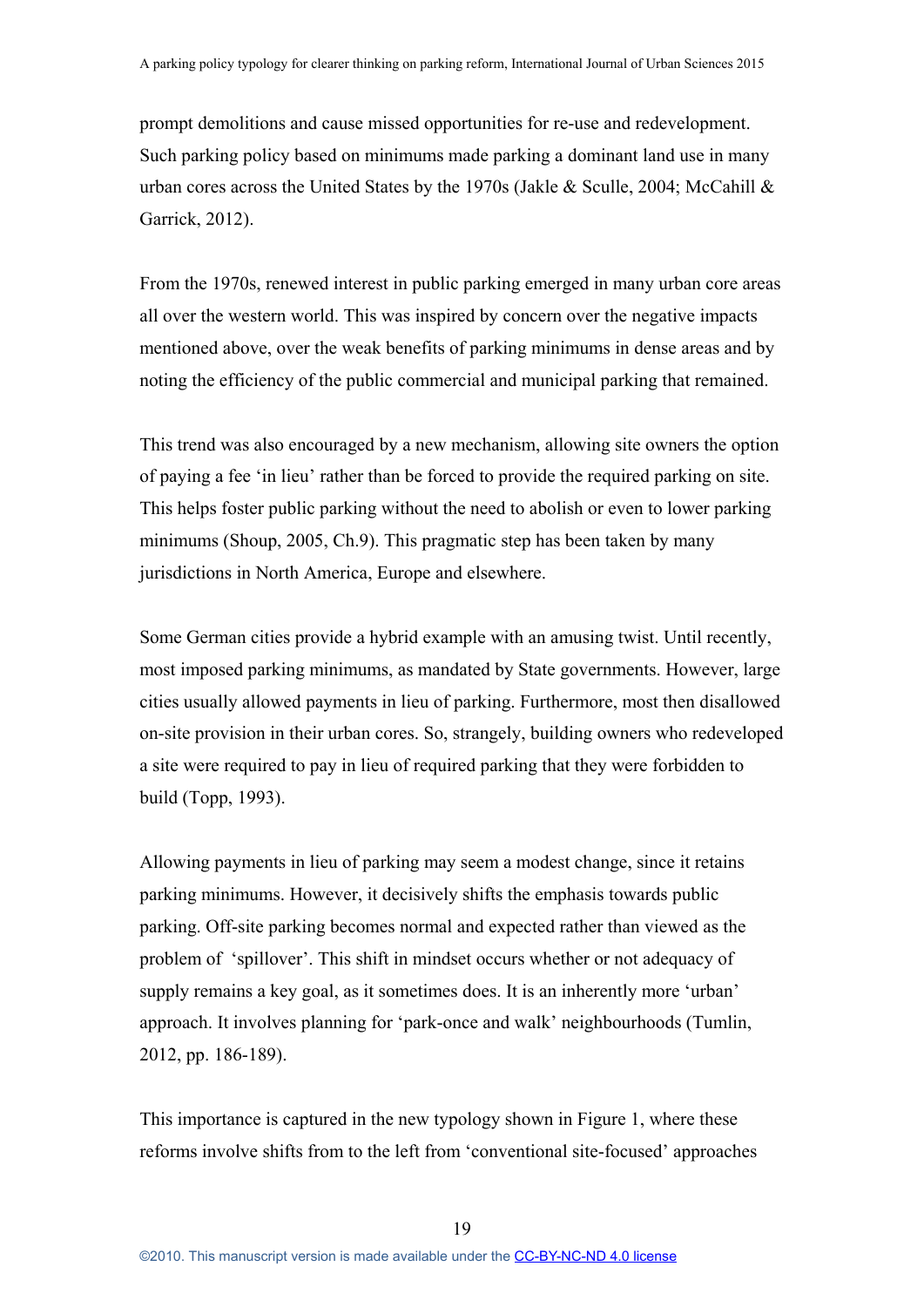prompt demolitions and cause missed opportunities for re-use and redevelopment. Such parking policy based on minimums made parking a dominant land use in many urban cores across the United States by the 1970s (Jakle & Sculle, 2004; McCahill & Garrick, 2012).

From the 1970s, renewed interest in public parking emerged in many urban core areas all over the western world. This was inspired by concern over the negative impacts mentioned above, over the weak benefits of parking minimums in dense areas and by noting the efficiency of the public commercial and municipal parking that remained.

This trend was also encouraged by a new mechanism, allowing site owners the option of paying a fee 'in lieu' rather than be forced to provide the required parking on site. This helps foster public parking without the need to abolish or even to lower parking minimums (Shoup, 2005, Ch.9). This pragmatic step has been taken by many jurisdictions in North America, Europe and elsewhere.

Some German cities provide a hybrid example with an amusing twist. Until recently, most imposed parking minimums, as mandated by State governments. However, large cities usually allowed payments in lieu of parking. Furthermore, most then disallowed on-site provision in their urban cores. So, strangely, building owners who redeveloped a site were required to pay in lieu of required parking that they were forbidden to build (Topp, 1993).

Allowing payments in lieu of parking may seem a modest change, since it retains parking minimums. However, it decisively shifts the emphasis towards public parking. Off-site parking becomes normal and expected rather than viewed as the problem of 'spillover'. This shift in mindset occurs whether or not adequacy of supply remains a key goal, as it sometimes does. It is an inherently more 'urban' approach. It involves planning for 'park-once and walk' neighbourhoods (Tumlin, 2012, pp. 186-189).

This importance is captured in the new typology shown in Figure 1, where these reforms involve shifts from to the left from 'conventional site-focused' approaches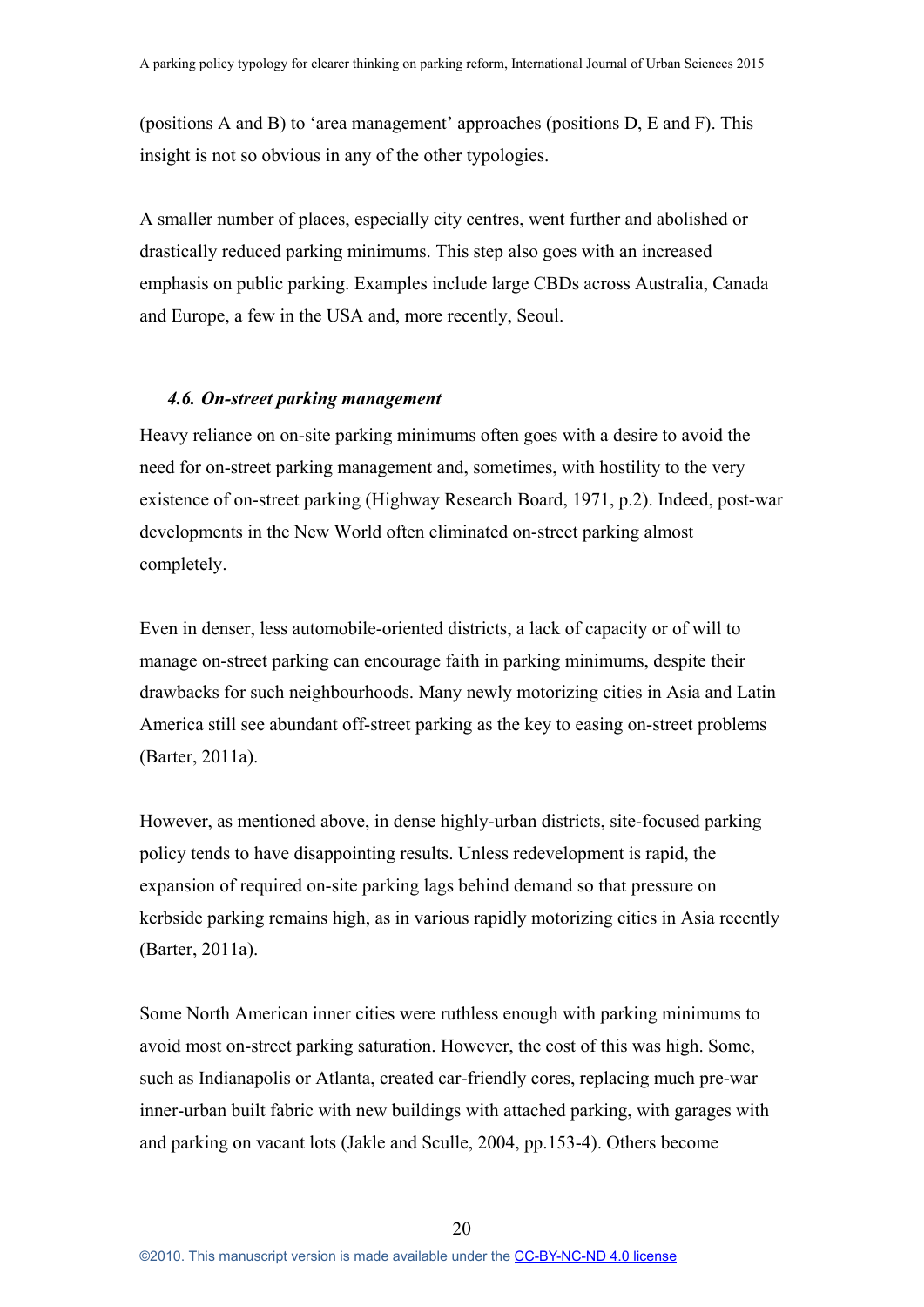(positions A and B) to 'area management' approaches (positions D, E and F). This insight is not so obvious in any of the other typologies.

A smaller number of places, especially city centres, went further and abolished or drastically reduced parking minimums. This step also goes with an increased emphasis on public parking. Examples include large CBDs across Australia, Canada and Europe, a few in the USA and, more recently, Seoul.

### *4.6. On-street parking management*

Heavy reliance on on-site parking minimums often goes with a desire to avoid the need for on-street parking management and, sometimes, with hostility to the very existence of on-street parking (Highway Research Board, 1971, p.2). Indeed, post-war developments in the New World often eliminated on-street parking almost completely.

Even in denser, less automobile-oriented districts, a lack of capacity or of will to manage on-street parking can encourage faith in parking minimums, despite their drawbacks for such neighbourhoods. Many newly motorizing cities in Asia and Latin America still see abundant off-street parking as the key to easing on-street problems (Barter, 2011a).

However, as mentioned above, in dense highly-urban districts, site-focused parking policy tends to have disappointing results. Unless redevelopment is rapid, the expansion of required on-site parking lags behind demand so that pressure on kerbside parking remains high, as in various rapidly motorizing cities in Asia recently (Barter, 2011a).

Some North American inner cities were ruthless enough with parking minimums to avoid most on-street parking saturation. However, the cost of this was high. Some, such as Indianapolis or Atlanta, created car-friendly cores, replacing much pre-war inner-urban built fabric with new buildings with attached parking, with garages with and parking on vacant lots (Jakle and Sculle, 2004, pp.153-4). Others become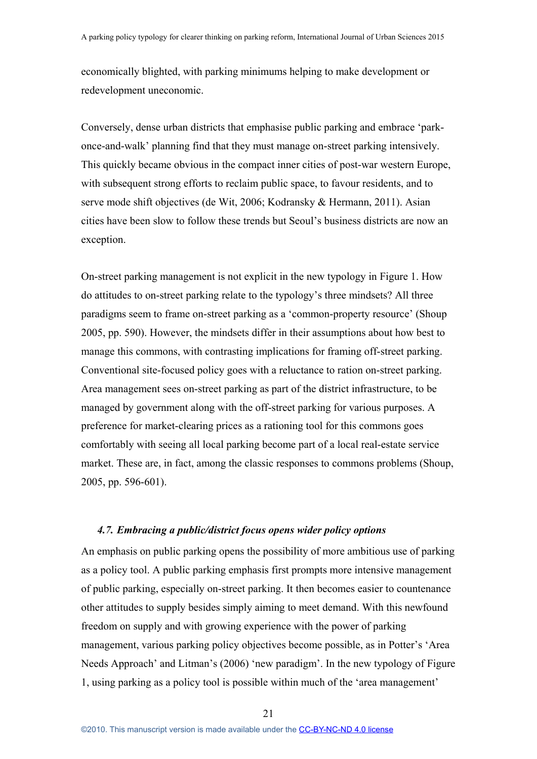economically blighted, with parking minimums helping to make development or redevelopment uneconomic.

Conversely, dense urban districts that emphasise public parking and embrace 'park-once-and-walk' planning find that they must manage on-street parking intensively. This quickly became obvious in the compact inner cities of post-war western Europe, with subsequent strong efforts to reclaim public space, to favour residents, and to serve mode shift objectives (de Wit, 2006; Kodransky & Hermann, 2011). Asian cities have been slow to follow these trends but Seoul's business districts are now an exception.

On-street parking management is not explicit in the new typology in Figure 1. How do attitudes to on-street parking relate to the typology's three mindsets? All three paradigms seem to frame on-street parking as a 'common-property resource' (Shoup 2005, pp. 590). However, the mindsets differ in their assumptions about how best to manage this commons, with contrasting implications for framing off-street parking. Conventional site-focused policy goes with a reluctance to ration on-street parking. Area management sees on-street parking as part of the district infrastructure, to be managed by government along with the off-street parking for various purposes. A preference for market-clearing prices as a rationing tool for this commons goes comfortably with seeing all local parking become part of a local real-estate service market. These are, in fact, among the classic responses to commons problems (Shoup, 2005, pp. 596-601).

### *4.7. Embracing a public/district focus opens wider policy options*

An emphasis on public parking opens the possibility of more ambitious use of parking as a policy tool. A public parking emphasis first prompts more intensive management of public parking, especially on-street parking. It then becomes easier to countenance other attitudes to supply besides simply aiming to meet demand. With this newfound freedom on supply and with growing experience with the power of parking management, various parking policy objectives become possible, as in Potter's 'Area Needs Approach' and Litman's (2006) 'new paradigm'. In the new typology of Figure 1, using parking as a policy tool is possible within much of the 'area management'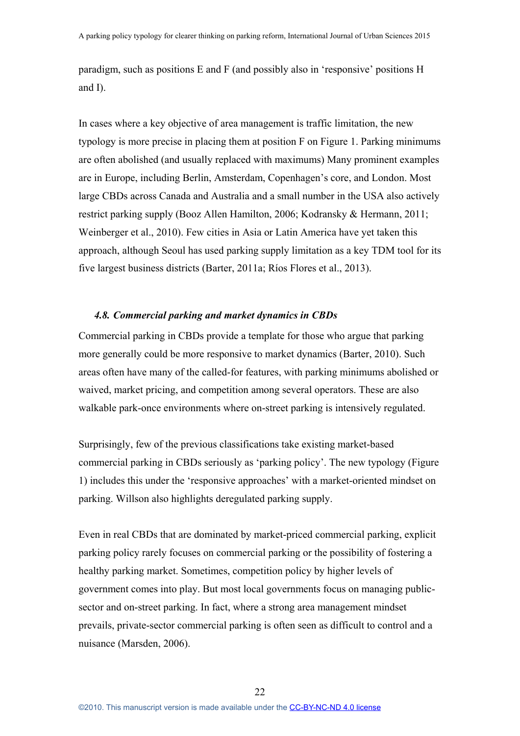paradigm, such as positions E and F (and possibly also in 'responsive' positions H and I).

In cases where a key objective of area management is traffic limitation, the new typology is more precise in placing them at position F on Figure 1. Parking minimums are often abolished (and usually replaced with maximums) Many prominent examples are in Europe, including Berlin, Amsterdam, Copenhagen's core, and London. Most large CBDs across Canada and Australia and a small number in the USA also actively restrict parking supply (Booz Allen Hamilton, 2006; Kodransky & Hermann, 2011; Weinberger et al., 2010). Few cities in Asia or Latin America have yet taken this approach, although Seoul has used parking supply limitation as a key TDM tool for its five largest business districts (Barter, 2011a; Ríos Flores et al., 2013).

### *4.8. Commercial parking and market dynamics in CBDs*

Commercial parking in CBDs provide a template for those who argue that parking more generally could be more responsive to market dynamics (Barter, 2010). Such areas often have many of the called-for features, with parking minimums abolished or waived, market pricing, and competition among several operators. These are also walkable park-once environments where on-street parking is intensively regulated.

Surprisingly, few of the previous classifications take existing market-based commercial parking in CBDs seriously as 'parking policy'. The new typology (Figure 1) includes this under the 'responsive approaches' with a market-oriented mindset on parking. Willson also highlights deregulated parking supply.

Even in real CBDs that are dominated by market-priced commercial parking, explicit parking policy rarely focuses on commercial parking or the possibility of fostering a healthy parking market. Sometimes, competition policy by higher levels of government comes into play. But most local governments focus on managing public-sector and on-street parking. In fact, where a strong area management mindset prevails, private-sector commercial parking is often seen as difficult to control and a nuisance (Marsden, 2006).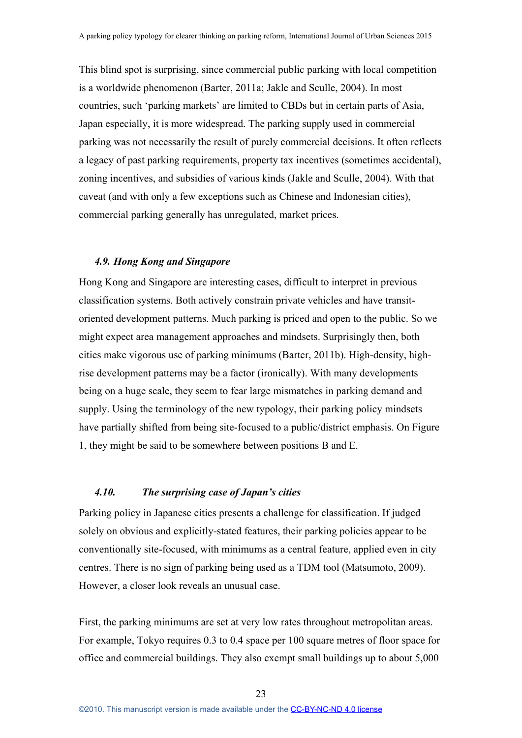This blind spot is surprising, since commercial public parking with local competition is a worldwide phenomenon (Barter, 2011a; Jakle and Sculle, 2004). In most countries, such 'parking markets' are limited to CBDs but in certain parts of Asia, Japan especially, it is more widespread. The parking supply used in commercial parking was not necessarily the result of purely commercial decisions. It often reflects a legacy of past parking requirements, property tax incentives (sometimes accidental), zoning incentives, and subsidies of various kinds (Jakle and Sculle, 2004). With that caveat (and with only a few exceptions such as Chinese and Indonesian cities), commercial parking generally has unregulated, market prices.

### *4.9. Hong Kong and Singapore*

Hong Kong and Singapore are interesting cases, difficult to interpret in previous classification systems. Both actively constrain private vehicles and have transit-oriented development patterns. Much parking is priced and open to the public. So we might expect area management approaches and mindsets. Surprisingly then, both cities make vigorous use of parking minimums (Barter, 2011b). High-density, high-rise development patterns may be a factor (ironically). With many developments being on a huge scale, they seem to fear large mismatches in parking demand and supply. Using the terminology of the new typology, their parking policy mindsets have partially shifted from being site-focused to a public/district emphasis. On Figure 1, they might be said to be somewhere between positions B and E.

### *4.10. The surprising case of Japan's cities*

Parking policy in Japanese cities presents a challenge for classification. If judged solely on obvious and explicitly-stated features, their parking policies appear to be conventionally site-focused, with minimums as a central feature, applied even in city centres. There is no sign of parking being used as a TDM tool (Matsumoto, 2009). However, a closer look reveals an unusual case.

First, the parking minimums are set at very low rates throughout metropolitan areas. For example, Tokyo requires 0.3 to 0.4 space per 100 square metres of floor space for office and commercial buildings. They also exempt small buildings up to about 5,000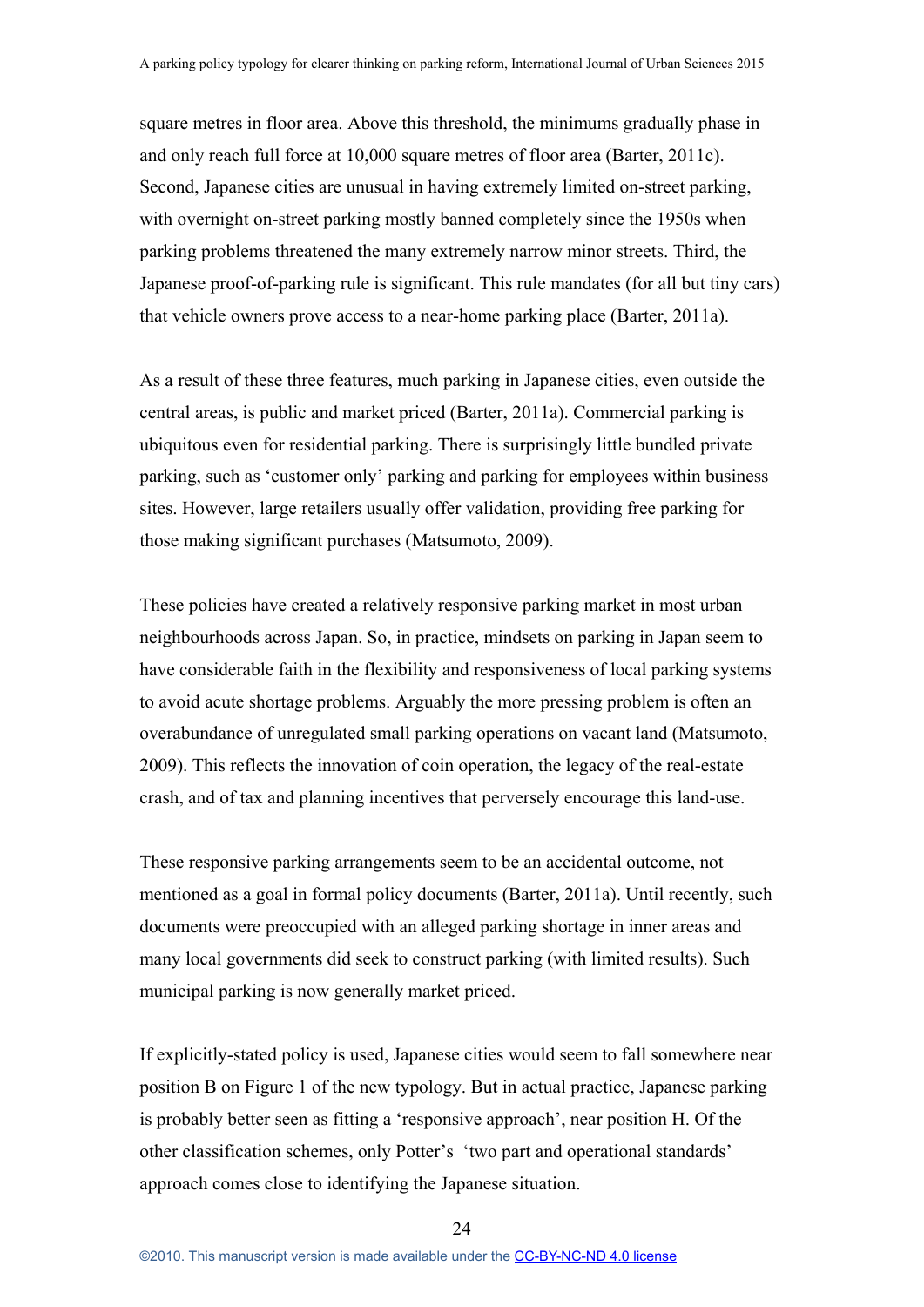square metres in floor area. Above this threshold, the minimums gradually phase in and only reach full force at 10,000 square metres of floor area (Barter, 2011c). Second, Japanese cities are unusual in having extremely limited on-street parking, with overnight on-street parking mostly banned completely since the 1950s when parking problems threatened the many extremely narrow minor streets. Third, the Japanese proof-of-parking rule is significant. This rule mandates (for all but tiny cars) that vehicle owners prove access to a near-home parking place (Barter, 2011a).

As a result of these three features, much parking in Japanese cities, even outside the central areas, is public and market priced (Barter, 2011a). Commercial parking is ubiquitous even for residential parking. There is surprisingly little bundled private parking, such as 'customer only' parking and parking for employees within business sites. However, large retailers usually offer validation, providing free parking for those making significant purchases (Matsumoto, 2009).

These policies have created a relatively responsive parking market in most urban neighbourhoods across Japan. So, in practice, mindsets on parking in Japan seem to have considerable faith in the flexibility and responsiveness of local parking systems to avoid acute shortage problems. Arguably the more pressing problem is often an overabundance of unregulated small parking operations on vacant land (Matsumoto, 2009). This reflects the innovation of coin operation, the legacy of the real-estate crash, and of tax and planning incentives that perversely encourage this land-use.

These responsive parking arrangements seem to be an accidental outcome, not mentioned as a goal in formal policy documents (Barter, 2011a). Until recently, such documents were preoccupied with an alleged parking shortage in inner areas and many local governments did seek to construct parking (with limited results). Such municipal parking is now generally market priced.

If explicitly-stated policy is used, Japanese cities would seem to fall somewhere near position B on Figure 1 of the new typology. But in actual practice, Japanese parking is probably better seen as fitting a 'responsive approach', near position H. Of the other classification schemes, only Potter's 'two part and operational standards' approach comes close to identifying the Japanese situation.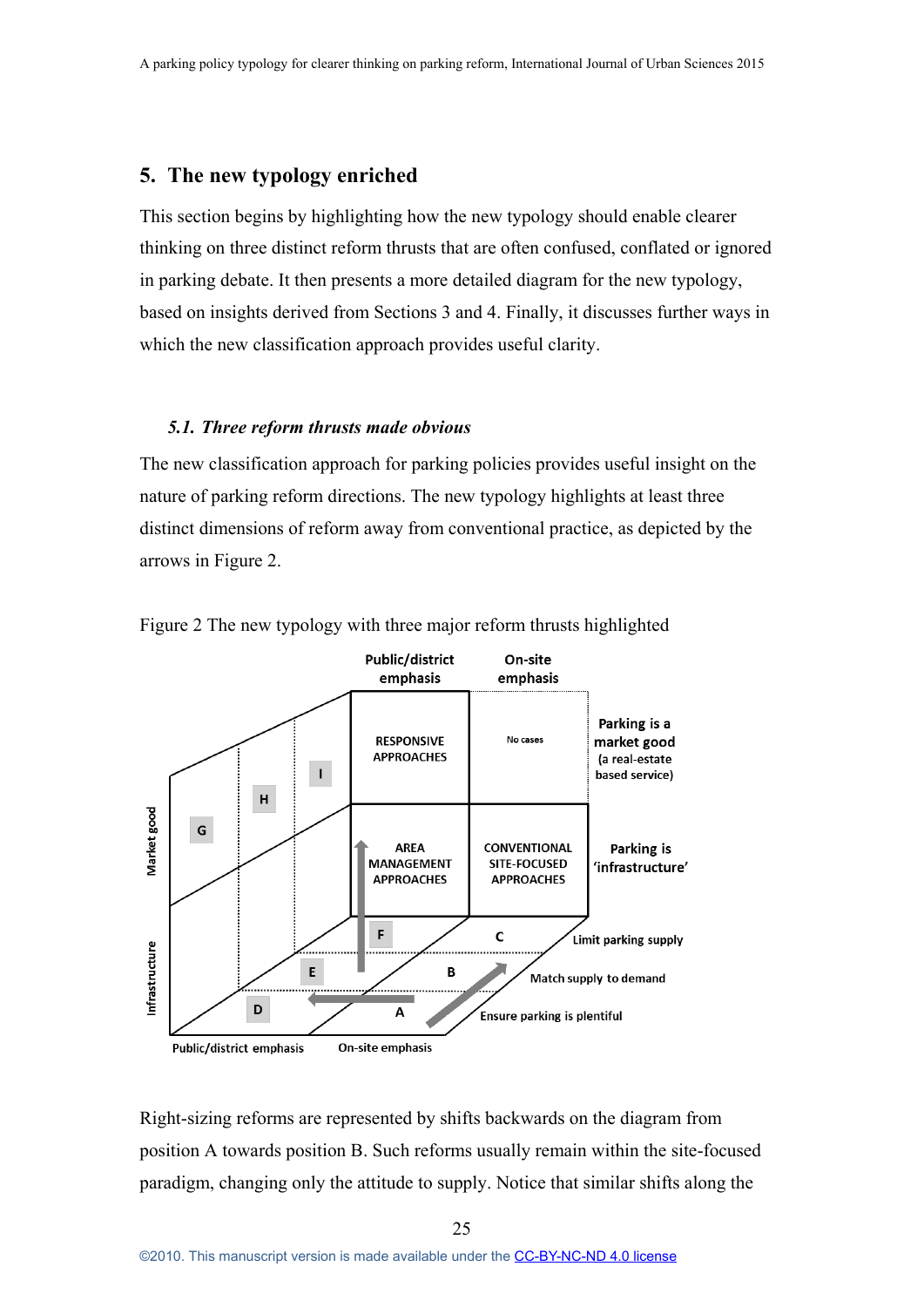## 5. The new typology enriched

This section begins by highlighting how the new typology should enable clearer thinking on three distinct reform thrusts that are often confused, conflated or ignored in parking debate. It then presents a more detailed diagram for the new typology, based on insights derived from Sections 3 and 4. Finally, it discusses further ways in which the new classification approach provides useful clarity.

### *5.1. Three reform thrusts made obvious*

The new classification approach for parking policies provides useful insight on the nature of parking reform directions. The new typology highlights at least three distinct dimensions of reform away from conventional practice, as depicted by the arrows in Figure 2.

Figure 2 The new typology with three major reform thrusts highlighted

Right-sizing reforms are represented by shifts backwards on the diagram from position A towards position B. Such reforms usually remain within the site-focused paradigm, changing only the attitude to supply. Notice that similar shifts along the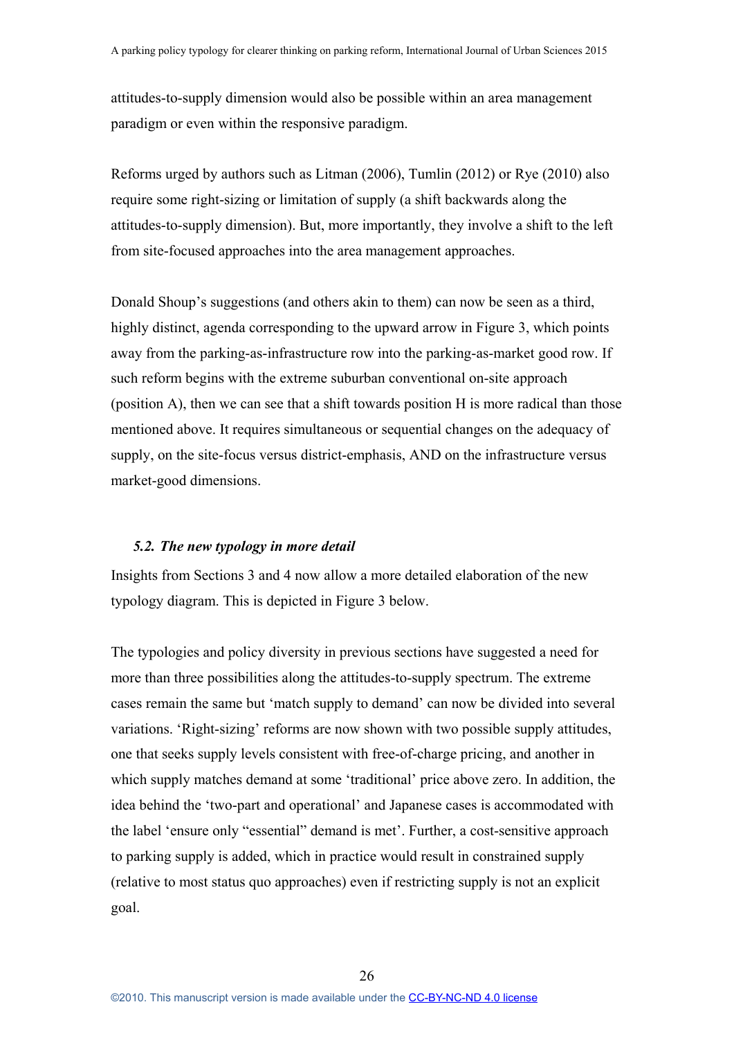attitudes-to-supply dimension would also be possible within an area management paradigm or even within the responsive paradigm.

Reforms urged by authors such as Litman (2006), Tumlin (2012) or Rye (2010) also require some right-sizing or limitation of supply (a shift backwards along the attitudes-to-supply dimension). But, more importantly, they involve a shift to the left from site-focused approaches into the area management approaches.

Donald Shoup's suggestions (and others akin to them) can now be seen as a third, highly distinct, agenda corresponding to the upward arrow in Figure 3, which points away from the parking-as-infrastructure row into the parking-as-market good row. If such reform begins with the extreme suburban conventional on-site approach (position A), then we can see that a shift towards position H is more radical than those mentioned above. It requires simultaneous or sequential changes on the adequacy of supply, on the site-focus versus district-emphasis, AND on the infrastructure versus market-good dimensions.

### *5.2. The new typology in more detail*

Insights from Sections 3 and 4 now allow a more detailed elaboration of the new typology diagram. This is depicted in Figure 3 below.

The typologies and policy diversity in previous sections have suggested a need for more than three possibilities along the attitudes-to-supply spectrum. The extreme cases remain the same but 'match supply to demand' can now be divided into several variations. 'Right-sizing' reforms are now shown with two possible supply attitudes, one that seeks supply levels consistent with free-of-charge pricing, and another in which supply matches demand at some 'traditional' price above zero. In addition, the idea behind the 'two-part and operational' and Japanese cases is accommodated with the label 'ensure only "essential" demand is met'. Further, a cost-sensitive approach to parking supply is added, which in practice would result in constrained supply (relative to most status quo approaches) even if restricting supply is not an explicit goal.

©2010. This manuscript version is made available under the CC-BY-NC-ND 4.0 license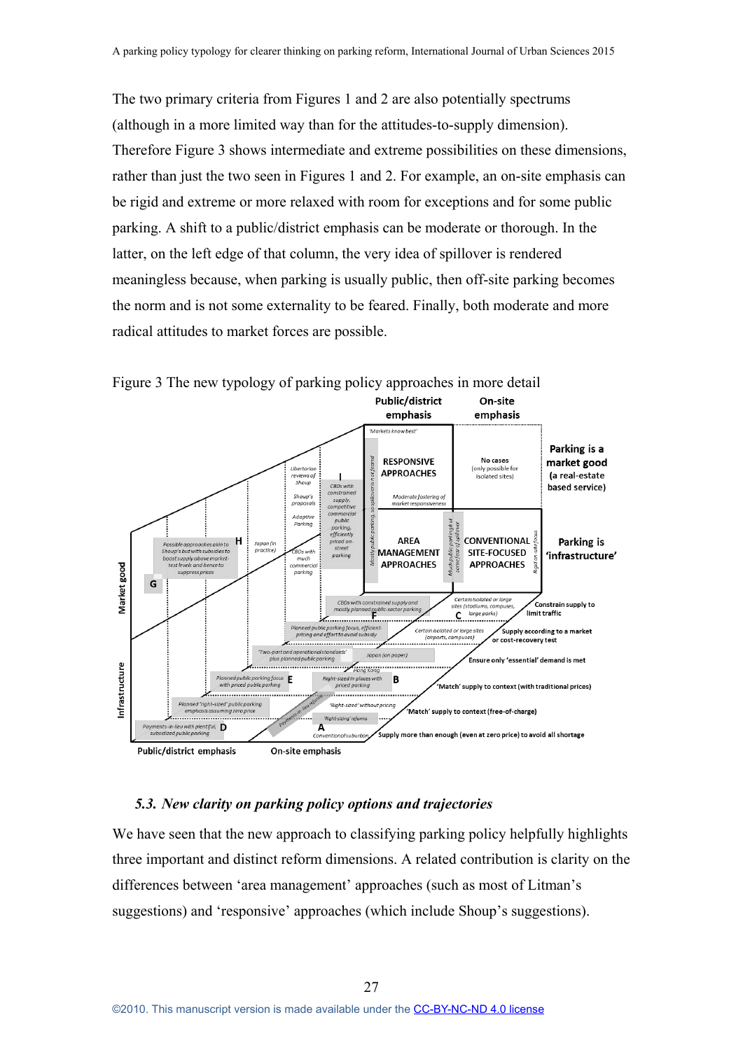The two primary criteria from Figures 1 and 2 are also potentially spectrums (although in a more limited way than for the attitudes-to-supply dimension). Therefore Figure 3 shows intermediate and extreme possibilities on these dimensions, rather than just the two seen in Figures 1 and 2. For example, an on-site emphasis can be rigid and extreme or more relaxed with room for exceptions and for some public parking. A shift to a public/district emphasis can be moderate or thorough. In the latter, on the left edge of that column, the very idea of spillover is rendered meaningless because, when parking is usually public, then off-site parking becomes the norm and is not some externality to be feared. Finally, both moderate and more radical attitudes to market forces are possible.

Figure 3 The new typology of parking policy approaches in more detail

Public/district emphasis | On-site emphasis

'Markets know best'

RESPONSIVE APPROACHES | No cases (only possible for isolated sites) | Parking is a market good (a real-estate based service)

Moderate fostering of market responsiveness

AREA MANAGEMENT APPROACHES | CONVENTIONAL SITE-FOCUSED APPROACHES | Parking is 'infrastructure'

Mostly public parking, so spillover is not feared | Much public parking but some fear of spillover | Rigid on-site focus

Market good | Infrastructure

Libertarian reviews of Shoup | Shoup's proposals | Adaptive Parking | I CBDs with constrained supply, competitive commercial public parking, efficiently priced on-street parking | CBDs with much commercial parking | Japan (in practice) | H Possible approaches akin to Shoup's but with subsidies to boost supply above market-test levels and hence to suppress prices | G

CBDs with constrained supply and mostly planned public-sector parking F | Certain isolated or large sites (stadiums, campuses, large parks) C | Constrain supply to limit traffic

Planned public parking focus, efficient-pricing and effort to avoid subsidy | Certain isolated or large sites (airports, campuses) | Supply according to a market or cost-recovery test

'Two-part and operational standards' plus planned public parking | Japan (on paper) | Ensure only 'essential' demand is met

Hong Kong | Planned public parking focus with priced public parking E | Right-sized in places with priced parking B | 'Match' supply to context (with traditional prices)

Planned 'right-sized' public parking emphasis assuming zero price | Payments-in-lieu reforms | 'Right-sized' without pricing | 'Right-sizing' reforms | 'Match' supply to context (free-of-charge)

Payments-in-lieu with plentiful subsidized public parking D | A Conventional suburban | Supply more than enough (even at zero price) to avoid all shortage

Public/district emphasis | On-site emphasis

### *5.3. New clarity on parking policy options and trajectories*

We have seen that the new approach to classifying parking policy helpfully highlights three important and distinct reform dimensions. A related contribution is clarity on the differences between 'area management' approaches (such as most of Litman's suggestions) and 'responsive' approaches (which include Shoup's suggestions).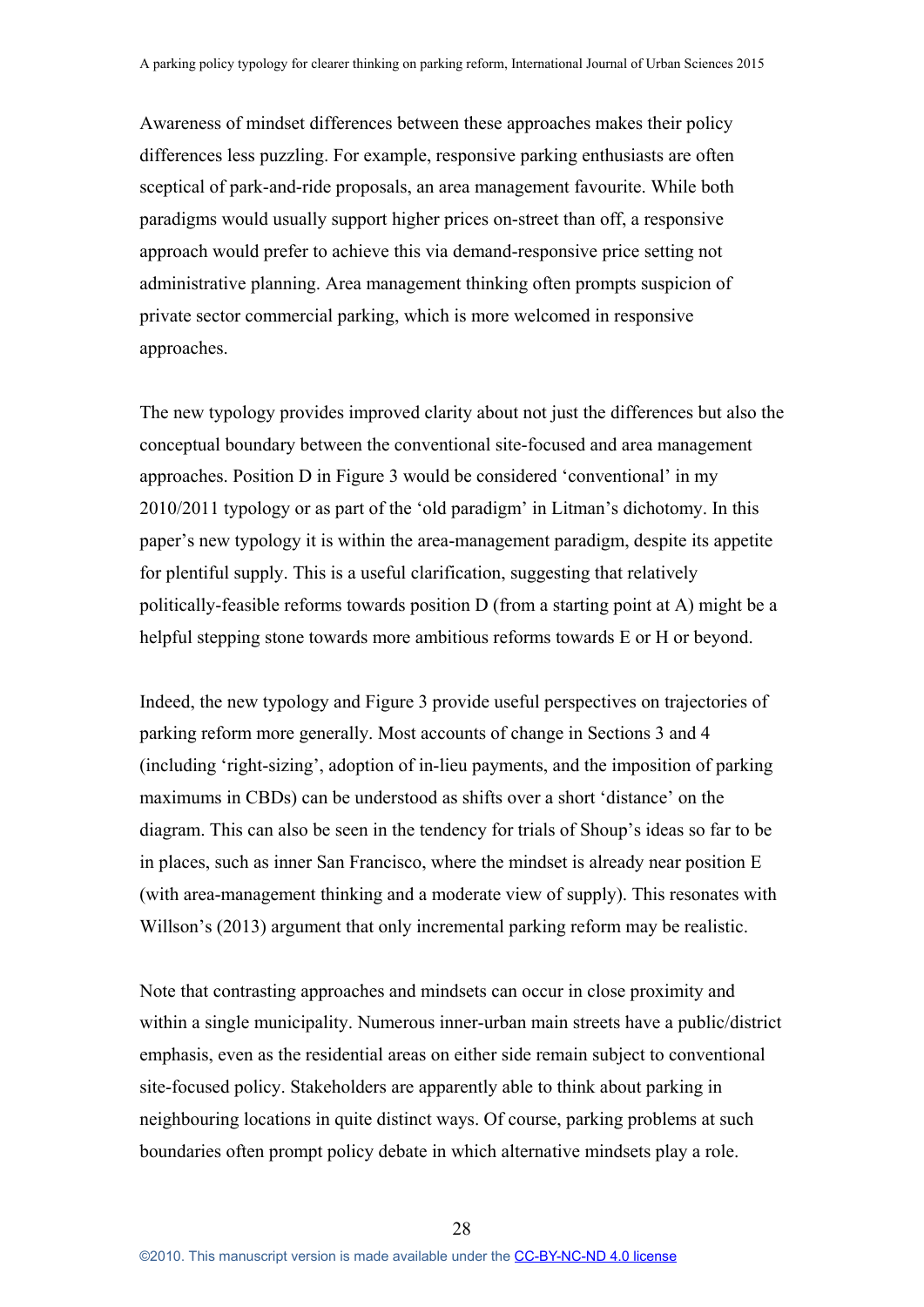Awareness of mindset differences between these approaches makes their policy differences less puzzling. For example, responsive parking enthusiasts are often sceptical of park-and-ride proposals, an area management favourite. While both paradigms would usually support higher prices on-street than off, a responsive approach would prefer to achieve this via demand-responsive price setting not administrative planning. Area management thinking often prompts suspicion of private sector commercial parking, which is more welcomed in responsive approaches.

The new typology provides improved clarity about not just the differences but also the conceptual boundary between the conventional site-focused and area management approaches. Position D in Figure 3 would be considered 'conventional' in my 2010/2011 typology or as part of the 'old paradigm' in Litman's dichotomy. In this paper's new typology it is within the area-management paradigm, despite its appetite for plentiful supply. This is a useful clarification, suggesting that relatively politically-feasible reforms towards position D (from a starting point at A) might be a helpful stepping stone towards more ambitious reforms towards E or H or beyond.

Indeed, the new typology and Figure 3 provide useful perspectives on trajectories of parking reform more generally. Most accounts of change in Sections 3 and 4 (including 'right-sizing', adoption of in-lieu payments, and the imposition of parking maximums in CBDs) can be understood as shifts over a short 'distance' on the diagram. This can also be seen in the tendency for trials of Shoup's ideas so far to be in places, such as inner San Francisco, where the mindset is already near position E (with area-management thinking and a moderate view of supply). This resonates with Willson's (2013) argument that only incremental parking reform may be realistic.

Note that contrasting approaches and mindsets can occur in close proximity and within a single municipality. Numerous inner-urban main streets have a public/district emphasis, even as the residential areas on either side remain subject to conventional site-focused policy. Stakeholders are apparently able to think about parking in neighbouring locations in quite distinct ways. Of course, parking problems at such boundaries often prompt policy debate in which alternative mindsets play a role.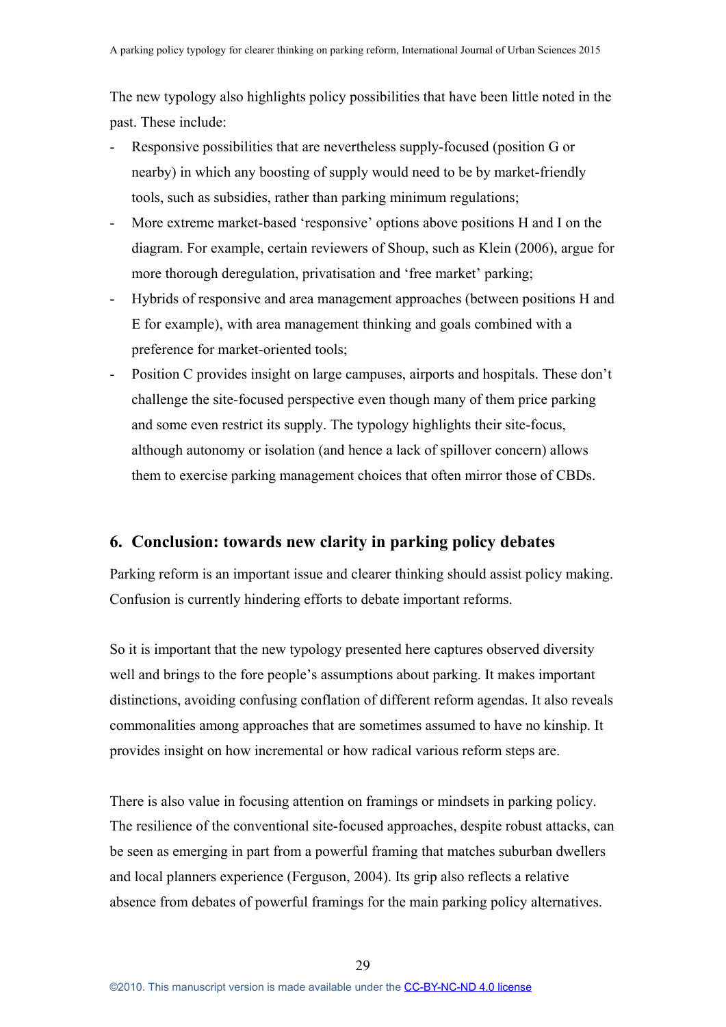The new typology also highlights policy possibilities that have been little noted in the past. These include:

- Responsive possibilities that are nevertheless supply-focused (position G or nearby) in which any boosting of supply would need to be by market-friendly tools, such as subsidies, rather than parking minimum regulations;
- More extreme market-based 'responsive' options above positions H and I on the diagram. For example, certain reviewers of Shoup, such as Klein (2006), argue for more thorough deregulation, privatisation and 'free market' parking;
- Hybrids of responsive and area management approaches (between positions H and E for example), with area management thinking and goals combined with a preference for market-oriented tools;
- Position C provides insight on large campuses, airports and hospitals. These don't challenge the site-focused perspective even though many of them price parking and some even restrict its supply. The typology highlights their site-focus, although autonomy or isolation (and hence a lack of spillover concern) allows them to exercise parking management choices that often mirror those of CBDs.

## 6. Conclusion: towards new clarity in parking policy debates

Parking reform is an important issue and clearer thinking should assist policy making. Confusion is currently hindering efforts to debate important reforms.

So it is important that the new typology presented here captures observed diversity well and brings to the fore people's assumptions about parking. It makes important distinctions, avoiding confusing conflation of different reform agendas. It also reveals commonalities among approaches that are sometimes assumed to have no kinship. It provides insight on how incremental or how radical various reform steps are.

There is also value in focusing attention on framings or mindsets in parking policy. The resilience of the conventional site-focused approaches, despite robust attacks, can be seen as emerging in part from a powerful framing that matches suburban dwellers and local planners experience (Ferguson, 2004). Its grip also reflects a relative absence from debates of powerful framings for the main parking policy alternatives.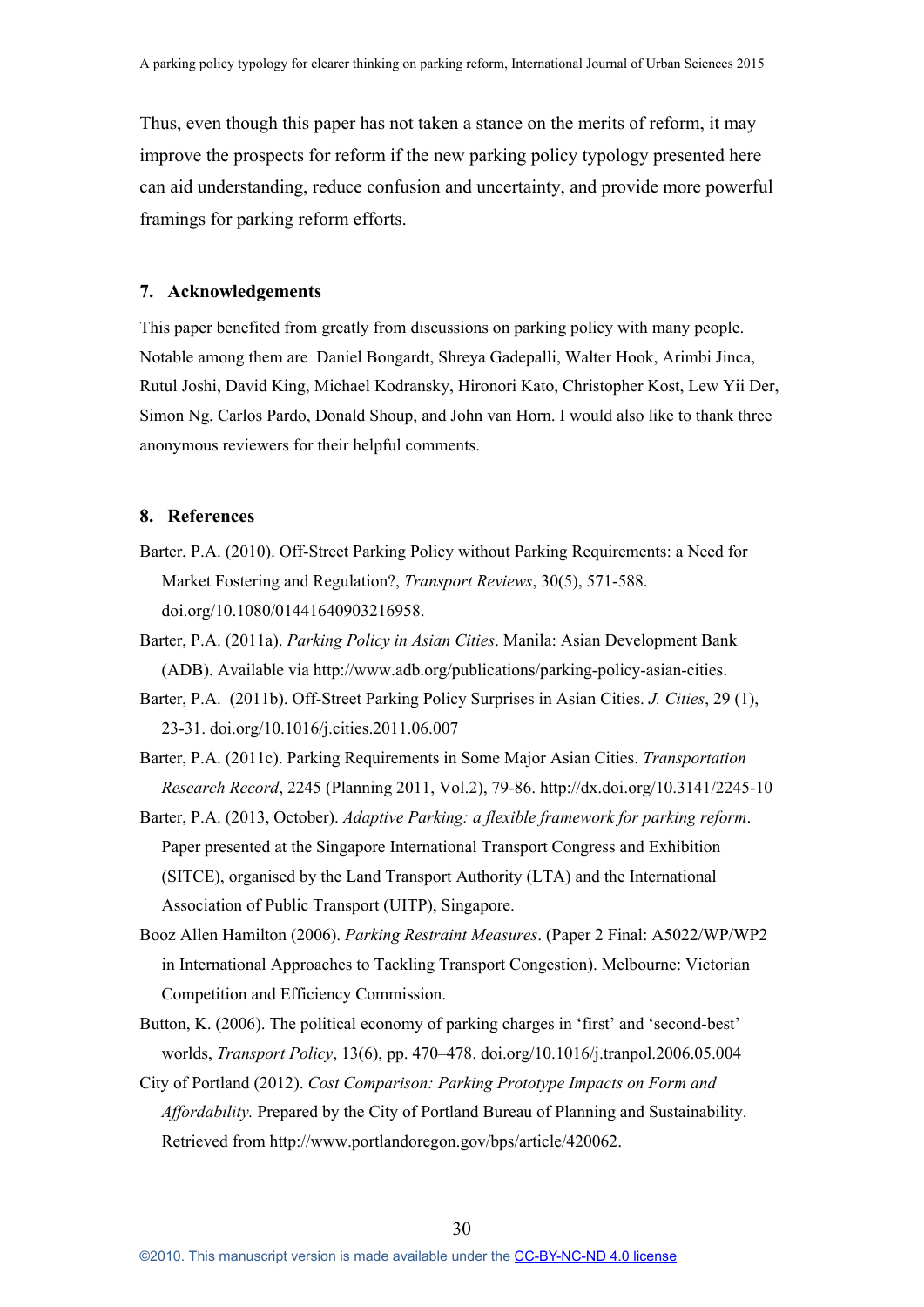Thus, even though this paper has not taken a stance on the merits of reform, it may improve the prospects for reform if the new parking policy typology presented here can aid understanding, reduce confusion and uncertainty, and provide more powerful framings for parking reform efforts.

## 7. Acknowledgements

This paper benefited from greatly from discussions on parking policy with many people. Notable among them are Daniel Bongardt, Shreya Gadepalli, Walter Hook, Arimbi Jinca, Rutul Joshi, David King, Michael Kodransky, Hironori Kato, Christopher Kost, Lew Yii Der, Simon Ng, Carlos Pardo, Donald Shoup, and John van Horn. I would also like to thank three anonymous reviewers for their helpful comments.

## 8. References

Barter, P.A. (2010). Off-Street Parking Policy without Parking Requirements: a Need for Market Fostering and Regulation?, *Transport Reviews*, 30(5), 571-588. doi.org/10.1080/01441640903216958.

Barter, P.A. (2011a). *Parking Policy in Asian Cities*. Manila: Asian Development Bank (ADB). Available via http://www.adb.org/publications/parking-policy-asian-cities.

Barter, P.A. (2011b). Off-Street Parking Policy Surprises in Asian Cities. *J. Cities*, 29 (1), 23-31. doi.org/10.1016/j.cities.2011.06.007

Barter, P.A. (2011c). Parking Requirements in Some Major Asian Cities. *Transportation Research Record*, 2245 (Planning 2011, Vol.2), 79-86. http://dx.doi.org/10.3141/2245-10

Barter, P.A. (2013, October). *Adaptive Parking: a flexible framework for parking reform*. Paper presented at the Singapore International Transport Congress and Exhibition (SITCE), organised by the Land Transport Authority (LTA) and the International Association of Public Transport (UITP), Singapore.

Booz Allen Hamilton (2006). *Parking Restraint Measures*. (Paper 2 Final: A5022/WP/WP2 in International Approaches to Tackling Transport Congestion). Melbourne: Victorian Competition and Efficiency Commission.

Button, K. (2006). The political economy of parking charges in 'first' and 'second-best' worlds, *Transport Policy*, 13(6), pp. 470–478. doi.org/10.1016/j.tranpol.2006.05.004

City of Portland (2012). *Cost Comparison: Parking Prototype Impacts on Form and Affordability.* Prepared by the City of Portland Bureau of Planning and Sustainability. Retrieved from http://www.portlandoregon.gov/bps/article/420062.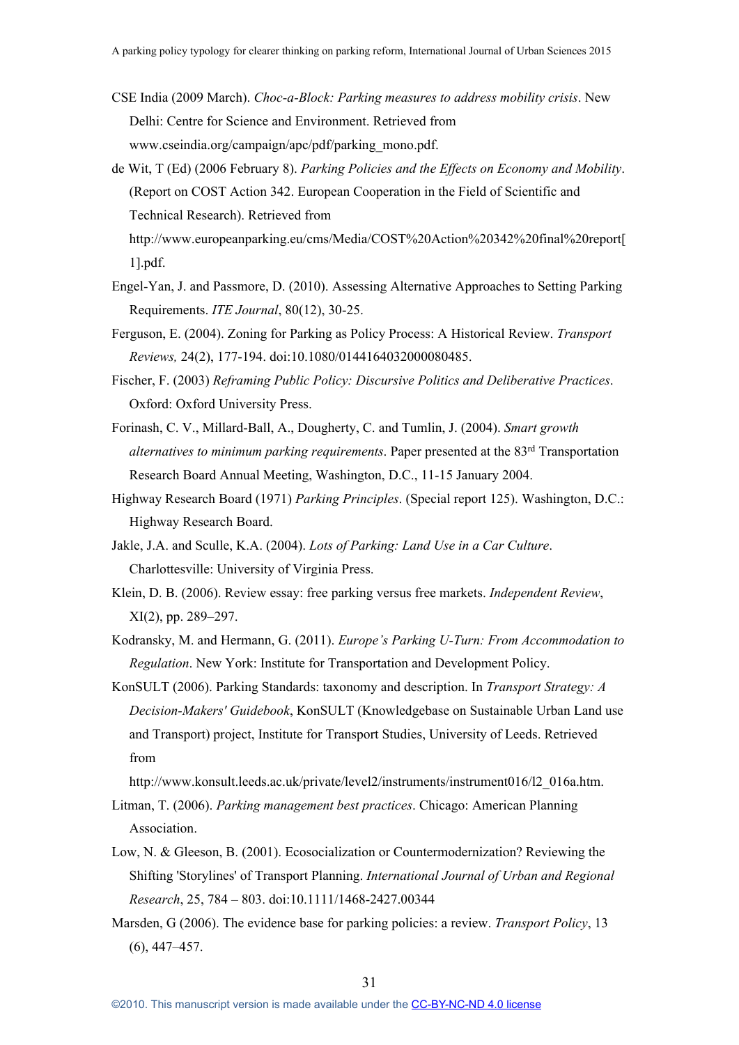CSE India (2009 March). *Choc-a-Block: Parking measures to address mobility crisis*. New Delhi: Centre for Science and Environment. Retrieved from www.cseindia.org/campaign/apc/pdf/parking_mono.pdf.

de Wit, T (Ed) (2006 February 8). *Parking Policies and the Effects on Economy and Mobility*. (Report on COST Action 342. European Cooperation in the Field of Scientific and Technical Research). Retrieved from http://www.europeanparking.eu/cms/Media/COST%20Action%20342%20final%20report[1].pdf.

Engel-Yan, J. and Passmore, D. (2010). Assessing Alternative Approaches to Setting Parking Requirements. *ITE Journal*, 80(12), 30-25.

Ferguson, E. (2004). Zoning for Parking as Policy Process: A Historical Review. *Transport Reviews,* 24(2), 177-194. doi:10.1080/0144164032000080485.

Fischer, F. (2003) *Reframing Public Policy: Discursive Politics and Deliberative Practices*. Oxford: Oxford University Press.

Forinash, C. V., Millard-Ball, A., Dougherty, C. and Tumlin, J. (2004). *Smart growth alternatives to minimum parking requirements*. Paper presented at the 83rd Transportation Research Board Annual Meeting, Washington, D.C., 11-15 January 2004.

Highway Research Board (1971) *Parking Principles*. (Special report 125). Washington, D.C.: Highway Research Board.

Jakle, J.A. and Sculle, K.A. (2004). *Lots of Parking: Land Use in a Car Culture*. Charlottesville: University of Virginia Press.

Klein, D. B. (2006). Review essay: free parking versus free markets. *Independent Review*, XI(2), pp. 289–297.

Kodransky, M. and Hermann, G. (2011). *Europe's Parking U-Turn: From Accommodation to Regulation*. New York: Institute for Transportation and Development Policy.

KonSULT (2006). Parking Standards: taxonomy and description. In *Transport Strategy: A Decision-Makers' Guidebook*, KonSULT (Knowledgebase on Sustainable Urban Land use and Transport) project, Institute for Transport Studies, University of Leeds. Retrieved from http://www.konsult.leeds.ac.uk/private/level2/instruments/instrument016/l2_016a.htm.

Litman, T. (2006). *Parking management best practices*. Chicago: American Planning Association.

Low, N. & Gleeson, B. (2001). Ecosocialization or Countermodernization? Reviewing the Shifting 'Storylines' of Transport Planning. *International Journal of Urban and Regional Research*, 25, 784 – 803. doi:10.1111/1468-2427.00344

Marsden, G (2006). The evidence base for parking policies: a review. *Transport Policy*, 13 (6), 447–457.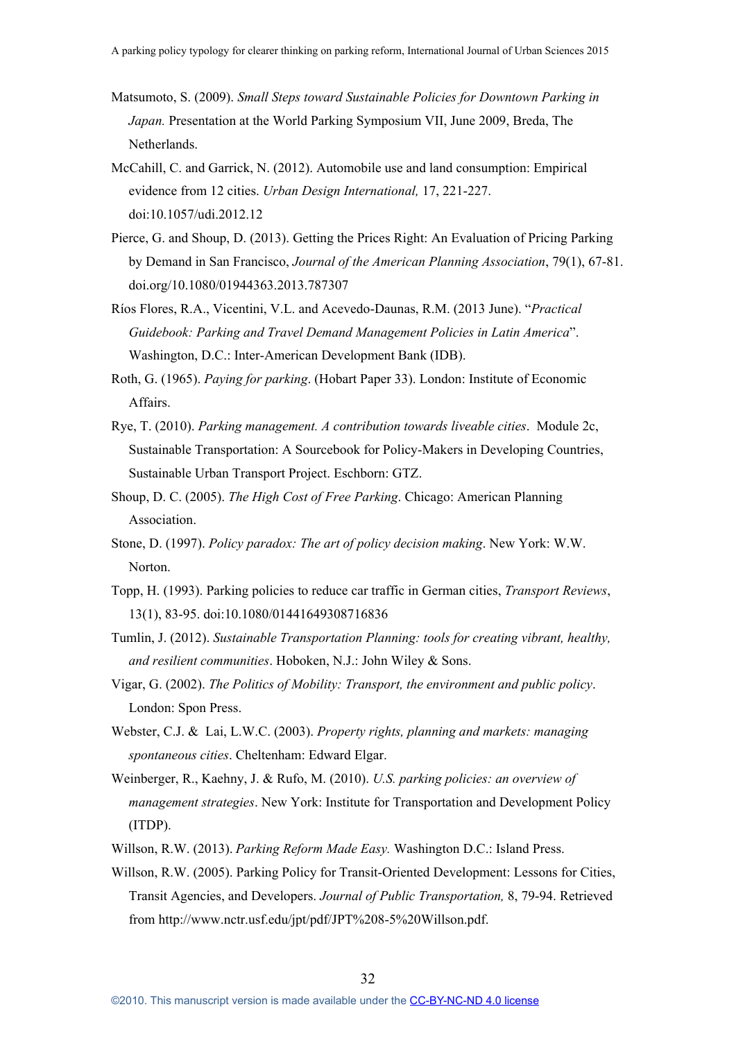Matsumoto, S. (2009). *Small Steps toward Sustainable Policies for Downtown Parking in Japan.* Presentation at the World Parking Symposium VII, June 2009, Breda, The Netherlands.

McCahill, C. and Garrick, N. (2012). Automobile use and land consumption: Empirical evidence from 12 cities. *Urban Design International,* 17, 221-227. doi:10.1057/udi.2012.12

Pierce, G. and Shoup, D. (2013). Getting the Prices Right: An Evaluation of Pricing Parking by Demand in San Francisco, *Journal of the American Planning Association*, 79(1), 67-81. doi.org/10.1080/01944363.2013.787307

Ríos Flores, R.A., Vicentini, V.L. and Acevedo-Daunas, R.M. (2013 June). "*Practical Guidebook: Parking and Travel Demand Management Policies in Latin America*". Washington, D.C.: Inter-American Development Bank (IDB).

Roth, G. (1965). *Paying for parking*. (Hobart Paper 33). London: Institute of Economic Affairs.

Rye, T. (2010). *Parking management. A contribution towards liveable cities*. Module 2c, Sustainable Transportation: A Sourcebook for Policy-Makers in Developing Countries, Sustainable Urban Transport Project. Eschborn: GTZ.

Shoup, D. C. (2005). *The High Cost of Free Parking*. Chicago: American Planning Association.

Stone, D. (1997). *Policy paradox: The art of policy decision making*. New York: W.W. Norton.

Topp, H. (1993). Parking policies to reduce car traffic in German cities, *Transport Reviews*, 13(1), 83-95. doi:10.1080/01441649308716836

Tumlin, J. (2012). *Sustainable Transportation Planning: tools for creating vibrant, healthy, and resilient communities*. Hoboken, N.J.: John Wiley & Sons.

Vigar, G. (2002). *The Politics of Mobility: Transport, the environment and public policy*. London: Spon Press.

Webster, C.J. & Lai, L.W.C. (2003). *Property rights, planning and markets: managing spontaneous cities*. Cheltenham: Edward Elgar.

Weinberger, R., Kaehny, J. & Rufo, M. (2010). *U.S. parking policies: an overview of management strategies*. New York: Institute for Transportation and Development Policy (ITDP).

Willson, R.W. (2013). *Parking Reform Made Easy.* Washington D.C.: Island Press.

Willson, R.W. (2005). Parking Policy for Transit-Oriented Development: Lessons for Cities, Transit Agencies, and Developers. *Journal of Public Transportation,* 8, 79-94. Retrieved from http://www.nctr.usf.edu/jpt/pdf/JPT%208-5%20Willson.pdf.